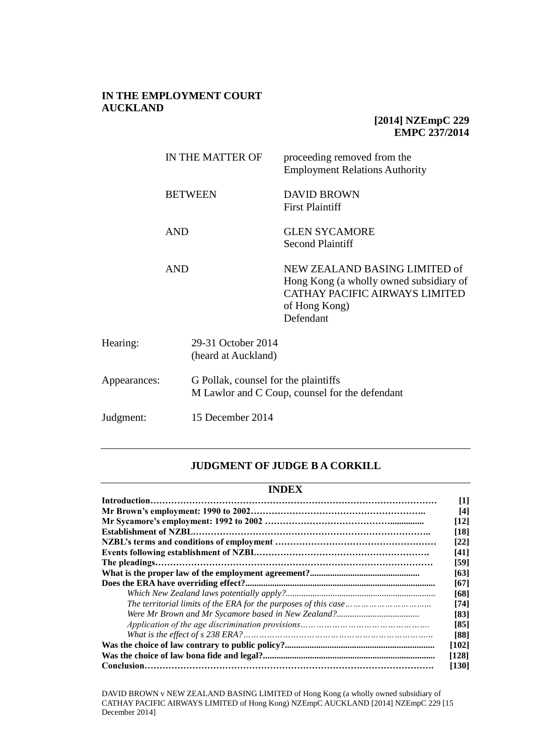**IN THE EMPLOYMENT COURT AUCKLAND**

**[2014] NZEmpC 229**
**EMPC 237/2014**

| | |
|---|---|
| IN THE MATTER OF | proceeding removed from the Employment Relations Authority |
| BETWEEN | DAVID BROWN<br>First Plaintiff |
| AND | GLEN SYCAMORE<br>Second Plaintiff |
| AND | NEW ZEALAND BASING LIMITED of Hong Kong (a wholly owned subsidiary of CATHAY PACIFIC AIRWAYS LIMITED of Hong Kong)<br>Defendant |

| | |
|---|---|
| Hearing: | 29-31 October 2014<br>(heard at Auckland) |
| Appearances: | G Pollak, counsel for the plaintiffs<br>M Lawlor and C Coup, counsel for the defendant |
| Judgment: | 15 December 2014 |

## JUDGMENT OF JUDGE B A CORKILL

### INDEX

| | |
|---|---|
| **Introduction** | **[1]** |
| **Mr Brown's employment: 1990 to 2002** | **[4]** |
| **Mr Sycamore's employment: 1992 to 2002** | **[12]** |
| **Establishment of NZBL** | **[18]** |
| **NZBL's terms and conditions of employment** | **[22]** |
| **Events following establishment of NZBL** | **[41]** |
| **The pleadings** | **[59]** |
| **What is the proper law of the employment agreement?** | **[63]** |
| **Does the ERA have overriding effect?** | **[67]** |
| *Which New Zealand laws potentially apply?* | **[68]** |
| *The territorial limits of the ERA for the purposes of this case* | **[74]** |
| *Were Mr Brown and Mr Sycamore based in New Zealand?* | **[83]** |
| *Application of the age discrimination provisions* | **[85]** |
| *What is the effect of s 238 ERA?* | **[88]** |
| **Was the choice of law contrary to public policy?** | **[102]** |
| **Was the choice of law bona fide and legal?** | **[128]** |
| **Conclusion** | **[130]** |

DAVID BROWN v NEW ZEALAND BASING LIMITED of Hong Kong (a wholly owned subsidiary of CATHAY PACIFIC AIRWAYS LIMITED of Hong Kong) NZEmpC AUCKLAND [2014] NZEmpC 229 [15 December 2014]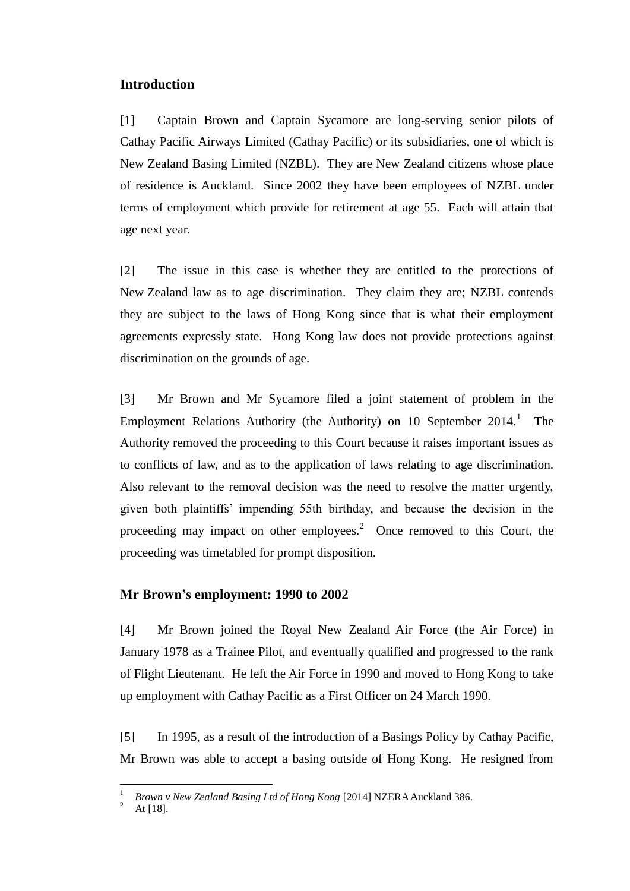## Introduction

[1] Captain Brown and Captain Sycamore are long-serving senior pilots of Cathay Pacific Airways Limited (Cathay Pacific) or its subsidiaries, one of which is New Zealand Basing Limited (NZBL). They are New Zealand citizens whose place of residence is Auckland. Since 2002 they have been employees of NZBL under terms of employment which provide for retirement at age 55. Each will attain that age next year.

[2] The issue in this case is whether they are entitled to the protections of New Zealand law as to age discrimination. They claim they are; NZBL contends they are subject to the laws of Hong Kong since that is what their employment agreements expressly state. Hong Kong law does not provide protections against discrimination on the grounds of age.

[3] Mr Brown and Mr Sycamore filed a joint statement of problem in the Employment Relations Authority (the Authority) on 10 September 2014.[1] The Authority removed the proceeding to this Court because it raises important issues as to conflicts of law, and as to the application of laws relating to age discrimination. Also relevant to the removal decision was the need to resolve the matter urgently, given both plaintiffs' impending 55th birthday, and because the decision in the proceeding may impact on other employees.[2] Once removed to this Court, the proceeding was timetabled for prompt disposition.

## Mr Brown's employment: 1990 to 2002

[4] Mr Brown joined the Royal New Zealand Air Force (the Air Force) in January 1978 as a Trainee Pilot, and eventually qualified and progressed to the rank of Flight Lieutenant. He left the Air Force in 1990 and moved to Hong Kong to take up employment with Cathay Pacific as a First Officer on 24 March 1990.

[5] In 1995, as a result of the introduction of a Basings Policy by Cathay Pacific, Mr Brown was able to accept a basing outside of Hong Kong. He resigned from

---

[1] *Brown v New Zealand Basing Ltd of Hong Kong* [2014] NZERA Auckland 386.

[2] At [18].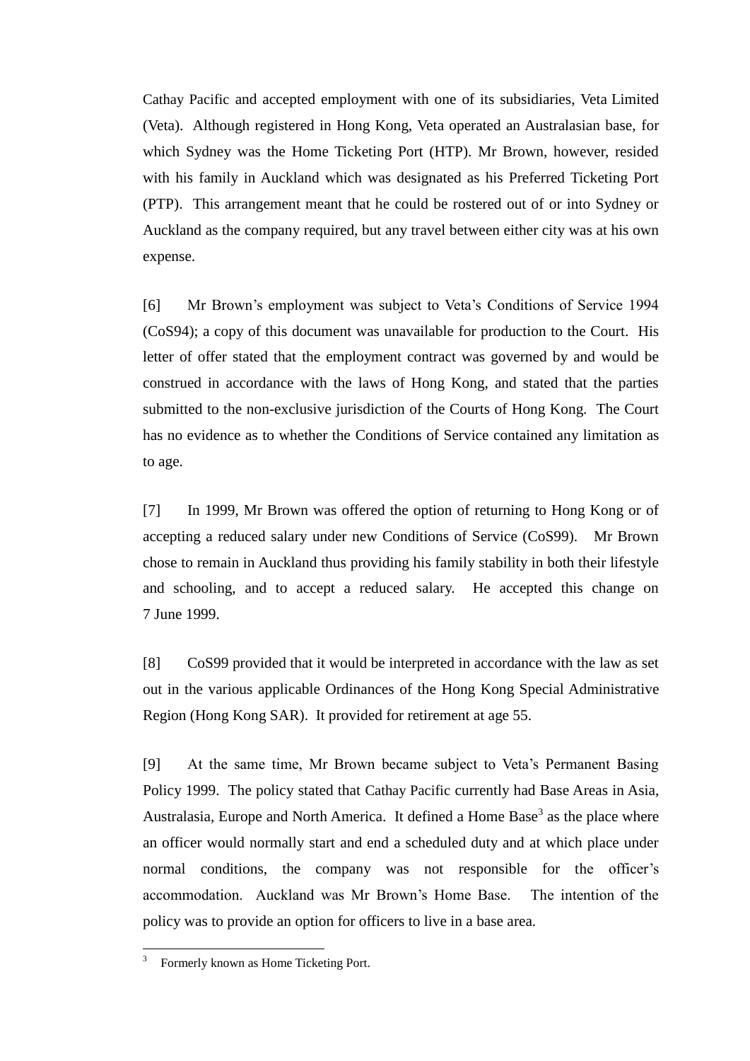Cathay Pacific and accepted employment with one of its subsidiaries, Veta Limited (Veta). Although registered in Hong Kong, Veta operated an Australasian base, for which Sydney was the Home Ticketing Port (HTP). Mr Brown, however, resided with his family in Auckland which was designated as his Preferred Ticketing Port (PTP). This arrangement meant that he could be rostered out of or into Sydney or Auckland as the company required, but any travel between either city was at his own expense.

[6] Mr Brown's employment was subject to Veta's Conditions of Service 1994 (CoS94); a copy of this document was unavailable for production to the Court. His letter of offer stated that the employment contract was governed by and would be construed in accordance with the laws of Hong Kong, and stated that the parties submitted to the non-exclusive jurisdiction of the Courts of Hong Kong. The Court has no evidence as to whether the Conditions of Service contained any limitation as to age.

[7] In 1999, Mr Brown was offered the option of returning to Hong Kong or of accepting a reduced salary under new Conditions of Service (CoS99). Mr Brown chose to remain in Auckland thus providing his family stability in both their lifestyle and schooling, and to accept a reduced salary. He accepted this change on 7 June 1999.

[8] CoS99 provided that it would be interpreted in accordance with the law as set out in the various applicable Ordinances of the Hong Kong Special Administrative Region (Hong Kong SAR). It provided for retirement at age 55.

[9] At the same time, Mr Brown became subject to Veta's Permanent Basing Policy 1999. The policy stated that Cathay Pacific currently had Base Areas in Asia, Australasia, Europe and North America. It defined a Home Base[3] as the place where an officer would normally start and end a scheduled duty and at which place under normal conditions, the company was not responsible for the officer's accommodation. Auckland was Mr Brown's Home Base. The intention of the policy was to provide an option for officers to live in a base area.

[3] Formerly known as Home Ticketing Port.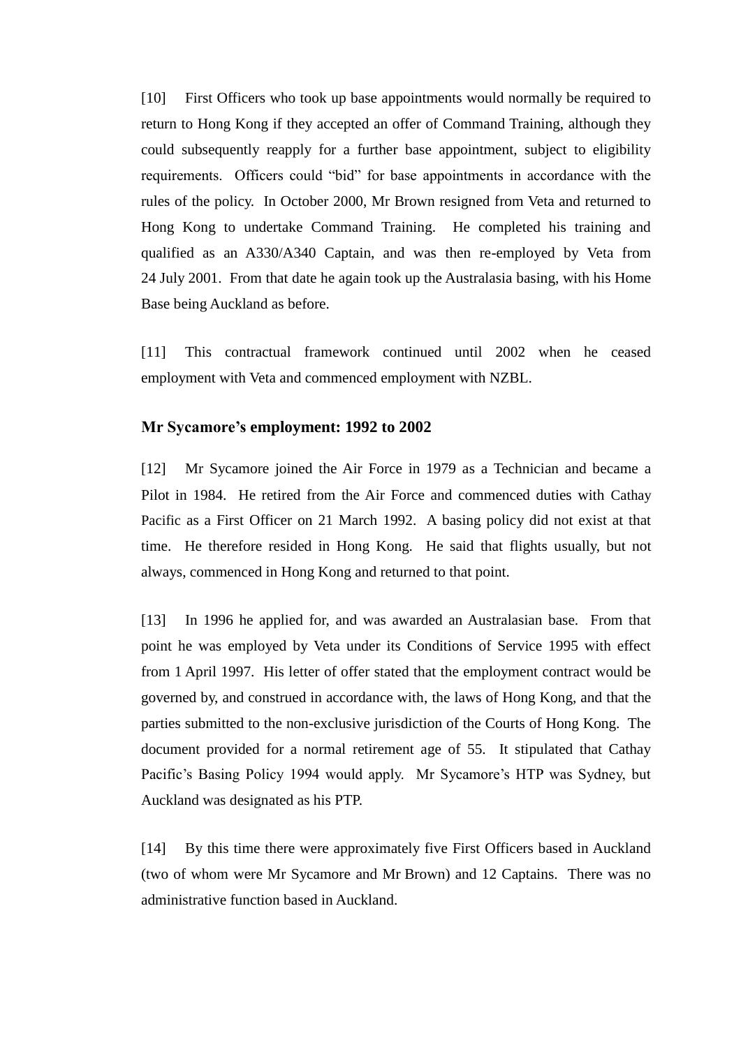[10] First Officers who took up base appointments would normally be required to return to Hong Kong if they accepted an offer of Command Training, although they could subsequently reapply for a further base appointment, subject to eligibility requirements. Officers could "bid" for base appointments in accordance with the rules of the policy. In October 2000, Mr Brown resigned from Veta and returned to Hong Kong to undertake Command Training. He completed his training and qualified as an A330/A340 Captain, and was then re-employed by Veta from 24 July 2001. From that date he again took up the Australasia basing, with his Home Base being Auckland as before.

[11] This contractual framework continued until 2002 when he ceased employment with Veta and commenced employment with NZBL.

### Mr Sycamore's employment: 1992 to 2002

[12] Mr Sycamore joined the Air Force in 1979 as a Technician and became a Pilot in 1984. He retired from the Air Force and commenced duties with Cathay Pacific as a First Officer on 21 March 1992. A basing policy did not exist at that time. He therefore resided in Hong Kong. He said that flights usually, but not always, commenced in Hong Kong and returned to that point.

[13] In 1996 he applied for, and was awarded an Australasian base. From that point he was employed by Veta under its Conditions of Service 1995 with effect from 1 April 1997. His letter of offer stated that the employment contract would be governed by, and construed in accordance with, the laws of Hong Kong, and that the parties submitted to the non-exclusive jurisdiction of the Courts of Hong Kong. The document provided for a normal retirement age of 55. It stipulated that Cathay Pacific's Basing Policy 1994 would apply. Mr Sycamore's HTP was Sydney, but Auckland was designated as his PTP.

[14] By this time there were approximately five First Officers based in Auckland (two of whom were Mr Sycamore and Mr Brown) and 12 Captains. There was no administrative function based in Auckland.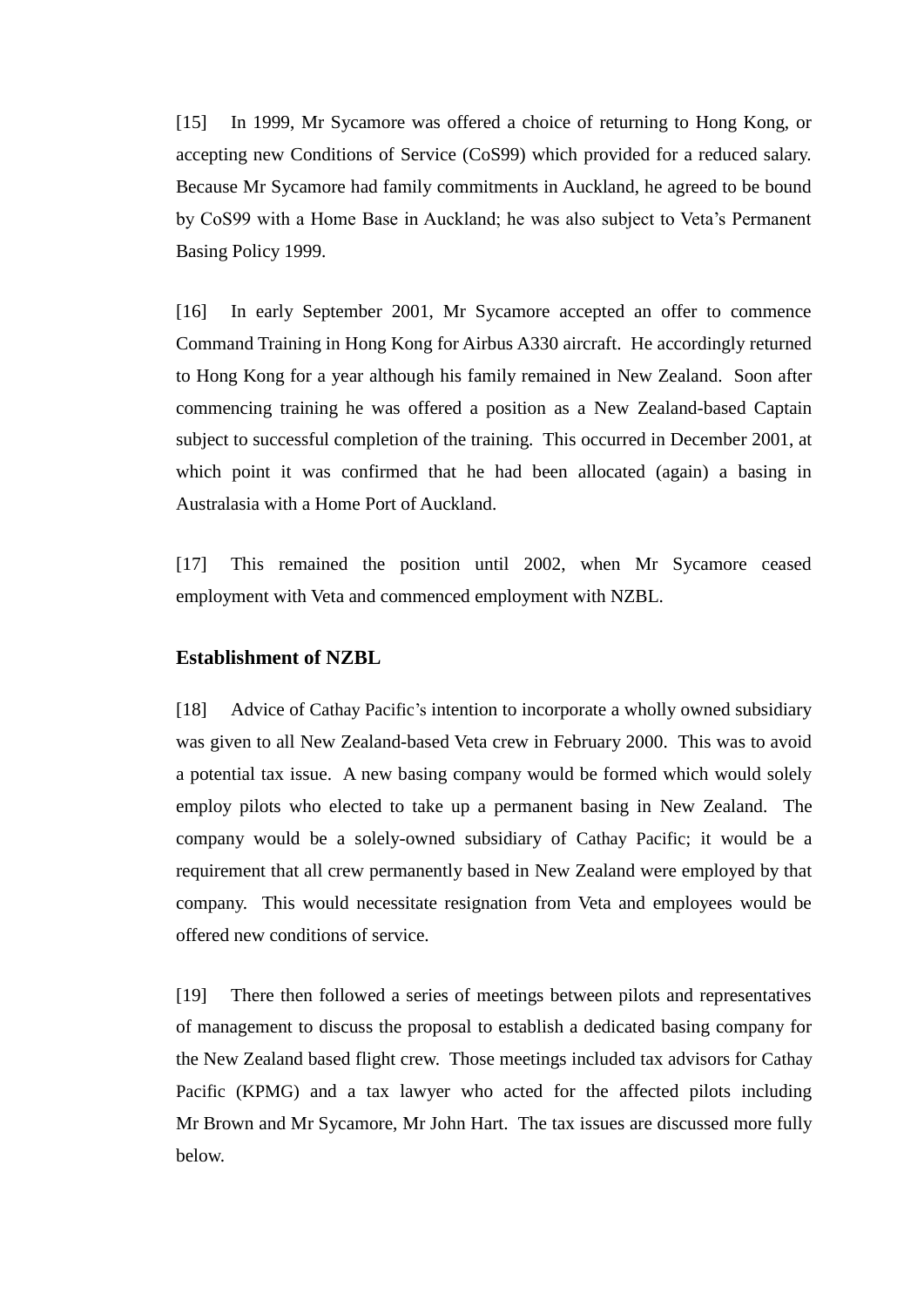[15] In 1999, Mr Sycamore was offered a choice of returning to Hong Kong, or accepting new Conditions of Service (CoS99) which provided for a reduced salary. Because Mr Sycamore had family commitments in Auckland, he agreed to be bound by CoS99 with a Home Base in Auckland; he was also subject to Veta's Permanent Basing Policy 1999.

[16] In early September 2001, Mr Sycamore accepted an offer to commence Command Training in Hong Kong for Airbus A330 aircraft. He accordingly returned to Hong Kong for a year although his family remained in New Zealand. Soon after commencing training he was offered a position as a New Zealand-based Captain subject to successful completion of the training. This occurred in December 2001, at which point it was confirmed that he had been allocated (again) a basing in Australasia with a Home Port of Auckland.

[17] This remained the position until 2002, when Mr Sycamore ceased employment with Veta and commenced employment with NZBL.

### Establishment of NZBL

[18] Advice of Cathay Pacific's intention to incorporate a wholly owned subsidiary was given to all New Zealand-based Veta crew in February 2000. This was to avoid a potential tax issue. A new basing company would be formed which would solely employ pilots who elected to take up a permanent basing in New Zealand. The company would be a solely-owned subsidiary of Cathay Pacific; it would be a requirement that all crew permanently based in New Zealand were employed by that company. This would necessitate resignation from Veta and employees would be offered new conditions of service.

[19] There then followed a series of meetings between pilots and representatives of management to discuss the proposal to establish a dedicated basing company for the New Zealand based flight crew. Those meetings included tax advisors for Cathay Pacific (KPMG) and a tax lawyer who acted for the affected pilots including Mr Brown and Mr Sycamore, Mr John Hart. The tax issues are discussed more fully below.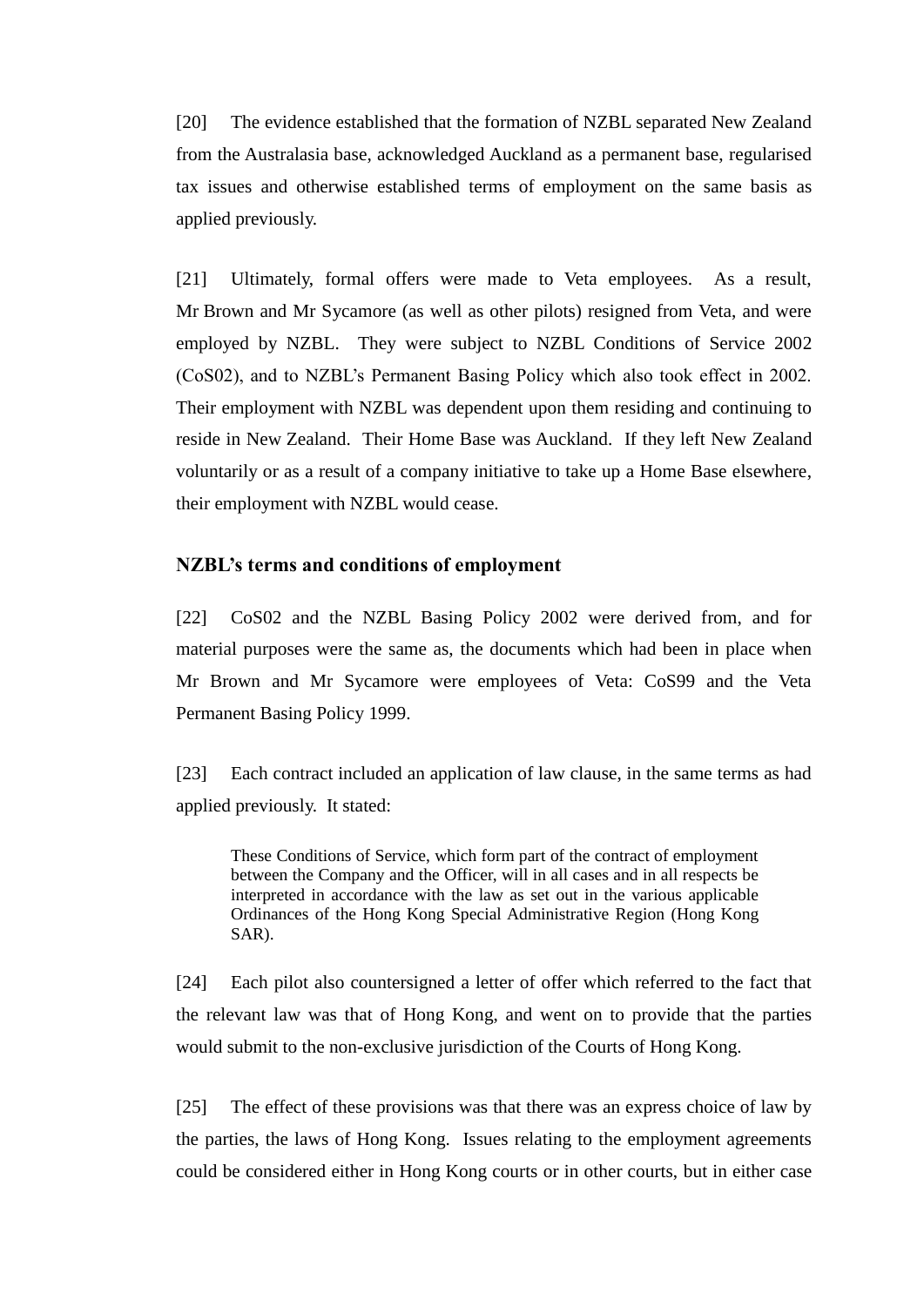[20] The evidence established that the formation of NZBL separated New Zealand from the Australasia base, acknowledged Auckland as a permanent base, regularised tax issues and otherwise established terms of employment on the same basis as applied previously.

[21] Ultimately, formal offers were made to Veta employees. As a result, Mr Brown and Mr Sycamore (as well as other pilots) resigned from Veta, and were employed by NZBL. They were subject to NZBL Conditions of Service 2002 (CoS02), and to NZBL's Permanent Basing Policy which also took effect in 2002. Their employment with NZBL was dependent upon them residing and continuing to reside in New Zealand. Their Home Base was Auckland. If they left New Zealand voluntarily or as a result of a company initiative to take up a Home Base elsewhere, their employment with NZBL would cease.

### NZBL's terms and conditions of employment

[22] CoS02 and the NZBL Basing Policy 2002 were derived from, and for material purposes were the same as, the documents which had been in place when Mr Brown and Mr Sycamore were employees of Veta: CoS99 and the Veta Permanent Basing Policy 1999.

[23] Each contract included an application of law clause, in the same terms as had applied previously. It stated:

> These Conditions of Service, which form part of the contract of employment between the Company and the Officer, will in all cases and in all respects be interpreted in accordance with the law as set out in the various applicable Ordinances of the Hong Kong Special Administrative Region (Hong Kong SAR).

[24] Each pilot also countersigned a letter of offer which referred to the fact that the relevant law was that of Hong Kong, and went on to provide that the parties would submit to the non-exclusive jurisdiction of the Courts of Hong Kong.

[25] The effect of these provisions was that there was an express choice of law by the parties, the laws of Hong Kong. Issues relating to the employment agreements could be considered either in Hong Kong courts or in other courts, but in either case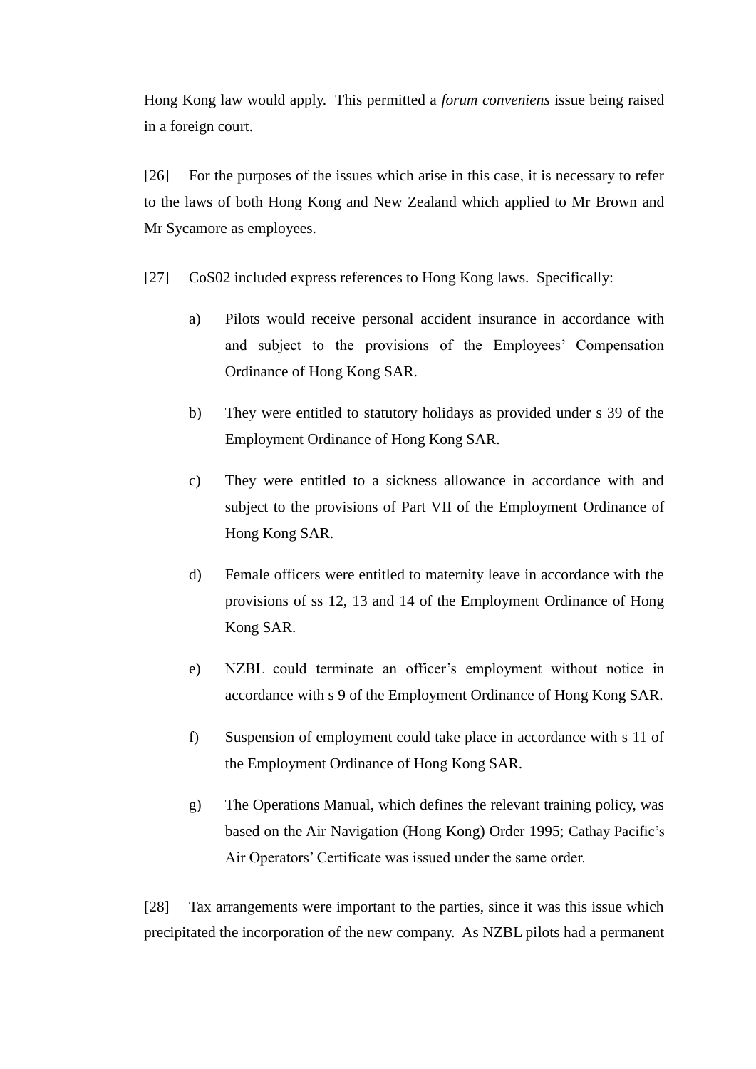Hong Kong law would apply. This permitted a *forum conveniens* issue being raised in a foreign court.

[26] For the purposes of the issues which arise in this case, it is necessary to refer to the laws of both Hong Kong and New Zealand which applied to Mr Brown and Mr Sycamore as employees.

[27] CoS02 included express references to Hong Kong laws. Specifically:

a) Pilots would receive personal accident insurance in accordance with and subject to the provisions of the Employees' Compensation Ordinance of Hong Kong SAR.

b) They were entitled to statutory holidays as provided under s 39 of the Employment Ordinance of Hong Kong SAR.

c) They were entitled to a sickness allowance in accordance with and subject to the provisions of Part VII of the Employment Ordinance of Hong Kong SAR.

d) Female officers were entitled to maternity leave in accordance with the provisions of ss 12, 13 and 14 of the Employment Ordinance of Hong Kong SAR.

e) NZBL could terminate an officer's employment without notice in accordance with s 9 of the Employment Ordinance of Hong Kong SAR.

f) Suspension of employment could take place in accordance with s 11 of the Employment Ordinance of Hong Kong SAR.

g) The Operations Manual, which defines the relevant training policy, was based on the Air Navigation (Hong Kong) Order 1995; Cathay Pacific's Air Operators' Certificate was issued under the same order.

[28] Tax arrangements were important to the parties, since it was this issue which precipitated the incorporation of the new company. As NZBL pilots had a permanent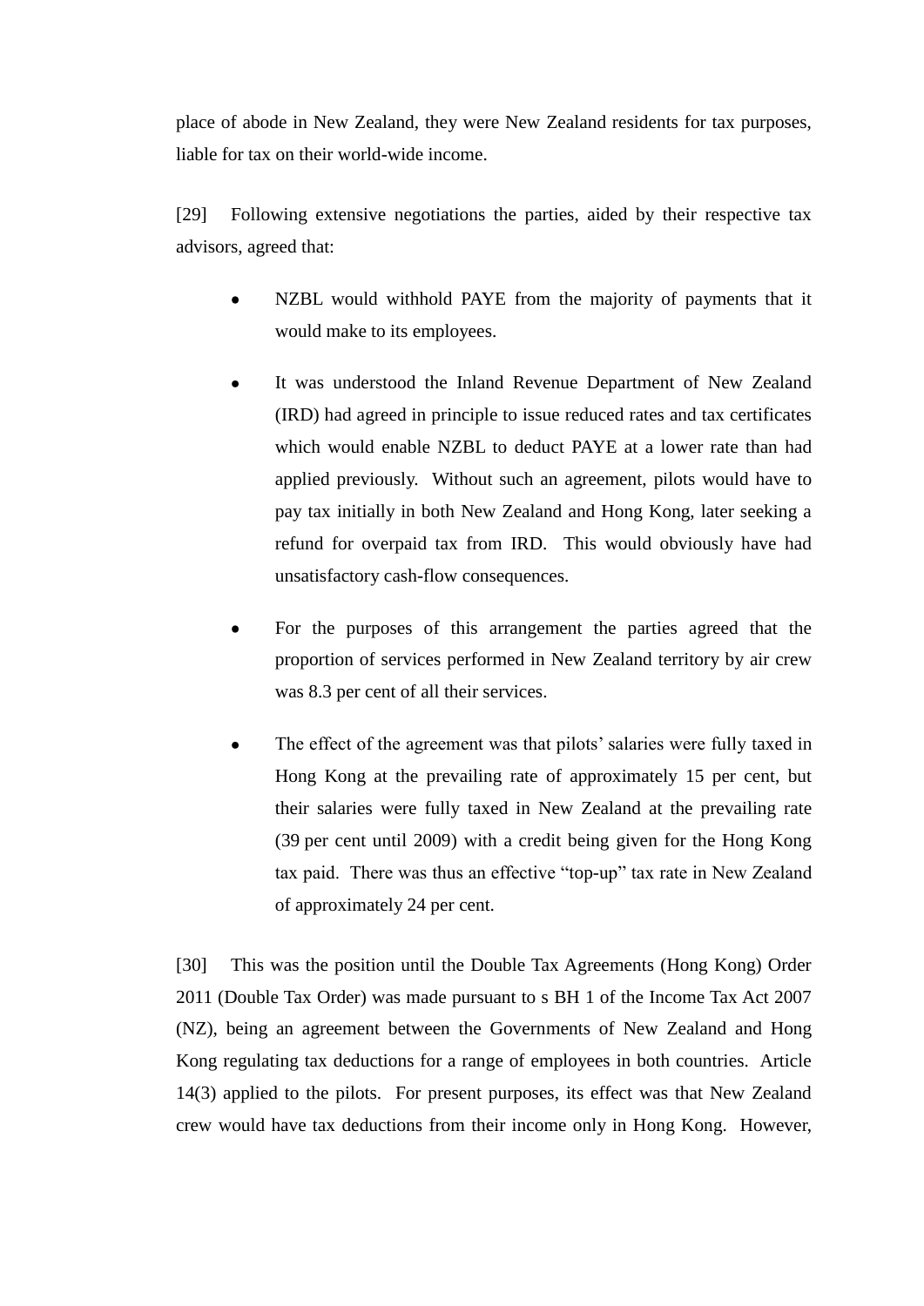place of abode in New Zealand, they were New Zealand residents for tax purposes, liable for tax on their world-wide income.

[29] Following extensive negotiations the parties, aided by their respective tax advisors, agreed that:

- NZBL would withhold PAYE from the majority of payments that it would make to its employees.
- It was understood the Inland Revenue Department of New Zealand (IRD) had agreed in principle to issue reduced rates and tax certificates which would enable NZBL to deduct PAYE at a lower rate than had applied previously. Without such an agreement, pilots would have to pay tax initially in both New Zealand and Hong Kong, later seeking a refund for overpaid tax from IRD. This would obviously have had unsatisfactory cash-flow consequences.
- For the purposes of this arrangement the parties agreed that the proportion of services performed in New Zealand territory by air crew was 8.3 per cent of all their services.
- The effect of the agreement was that pilots' salaries were fully taxed in Hong Kong at the prevailing rate of approximately 15 per cent, but their salaries were fully taxed in New Zealand at the prevailing rate (39 per cent until 2009) with a credit being given for the Hong Kong tax paid. There was thus an effective "top-up" tax rate in New Zealand of approximately 24 per cent.

[30] This was the position until the Double Tax Agreements (Hong Kong) Order 2011 (Double Tax Order) was made pursuant to s BH 1 of the Income Tax Act 2007 (NZ), being an agreement between the Governments of New Zealand and Hong Kong regulating tax deductions for a range of employees in both countries. Article 14(3) applied to the pilots. For present purposes, its effect was that New Zealand crew would have tax deductions from their income only in Hong Kong. However,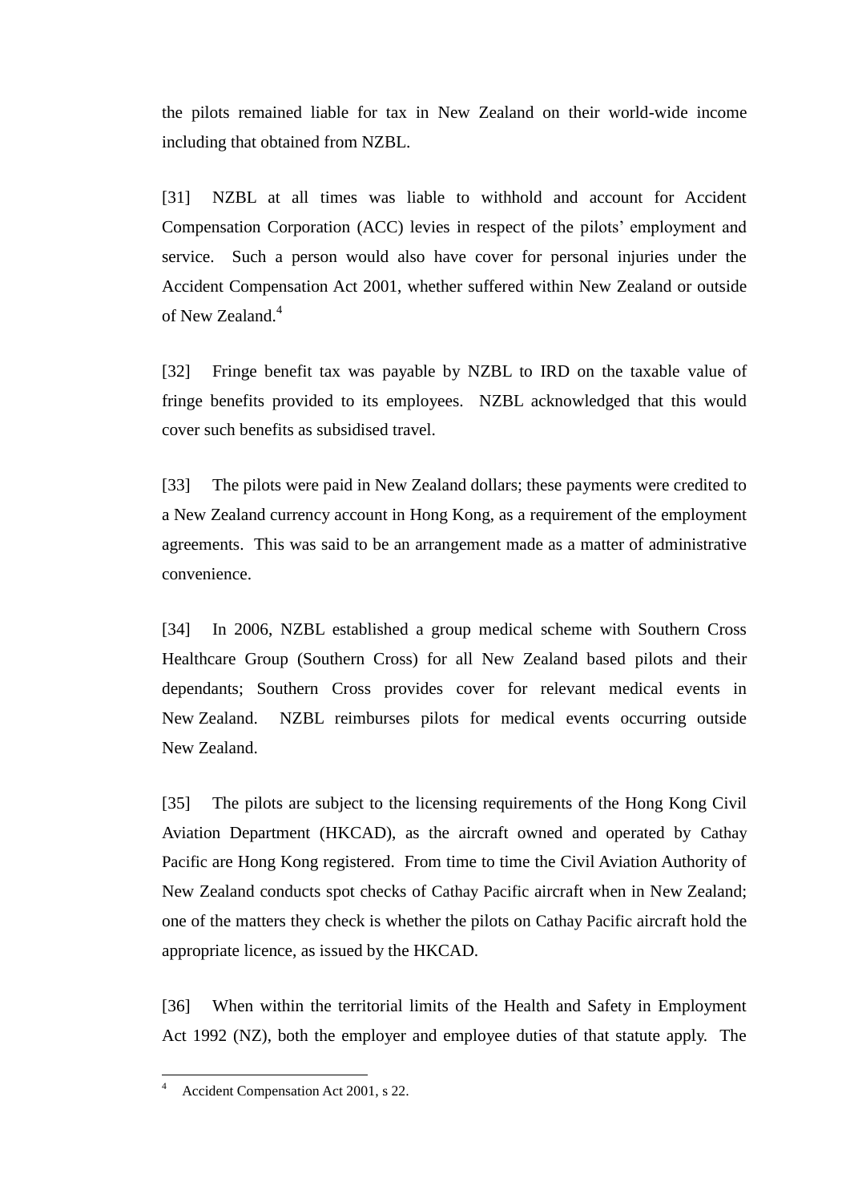the pilots remained liable for tax in New Zealand on their world-wide income including that obtained from NZBL.

[31] NZBL at all times was liable to withhold and account for Accident Compensation Corporation (ACC) levies in respect of the pilots' employment and service. Such a person would also have cover for personal injuries under the Accident Compensation Act 2001, whether suffered within New Zealand or outside of New Zealand.[4]

[32] Fringe benefit tax was payable by NZBL to IRD on the taxable value of fringe benefits provided to its employees. NZBL acknowledged that this would cover such benefits as subsidised travel.

[33] The pilots were paid in New Zealand dollars; these payments were credited to a New Zealand currency account in Hong Kong, as a requirement of the employment agreements. This was said to be an arrangement made as a matter of administrative convenience.

[34] In 2006, NZBL established a group medical scheme with Southern Cross Healthcare Group (Southern Cross) for all New Zealand based pilots and their dependants; Southern Cross provides cover for relevant medical events in New Zealand. NZBL reimburses pilots for medical events occurring outside New Zealand.

[35] The pilots are subject to the licensing requirements of the Hong Kong Civil Aviation Department (HKCAD), as the aircraft owned and operated by Cathay Pacific are Hong Kong registered. From time to time the Civil Aviation Authority of New Zealand conducts spot checks of Cathay Pacific aircraft when in New Zealand; one of the matters they check is whether the pilots on Cathay Pacific aircraft hold the appropriate licence, as issued by the HKCAD.

[36] When within the territorial limits of the Health and Safety in Employment Act 1992 (NZ), both the employer and employee duties of that statute apply. The

---

[4] Accident Compensation Act 2001, s 22.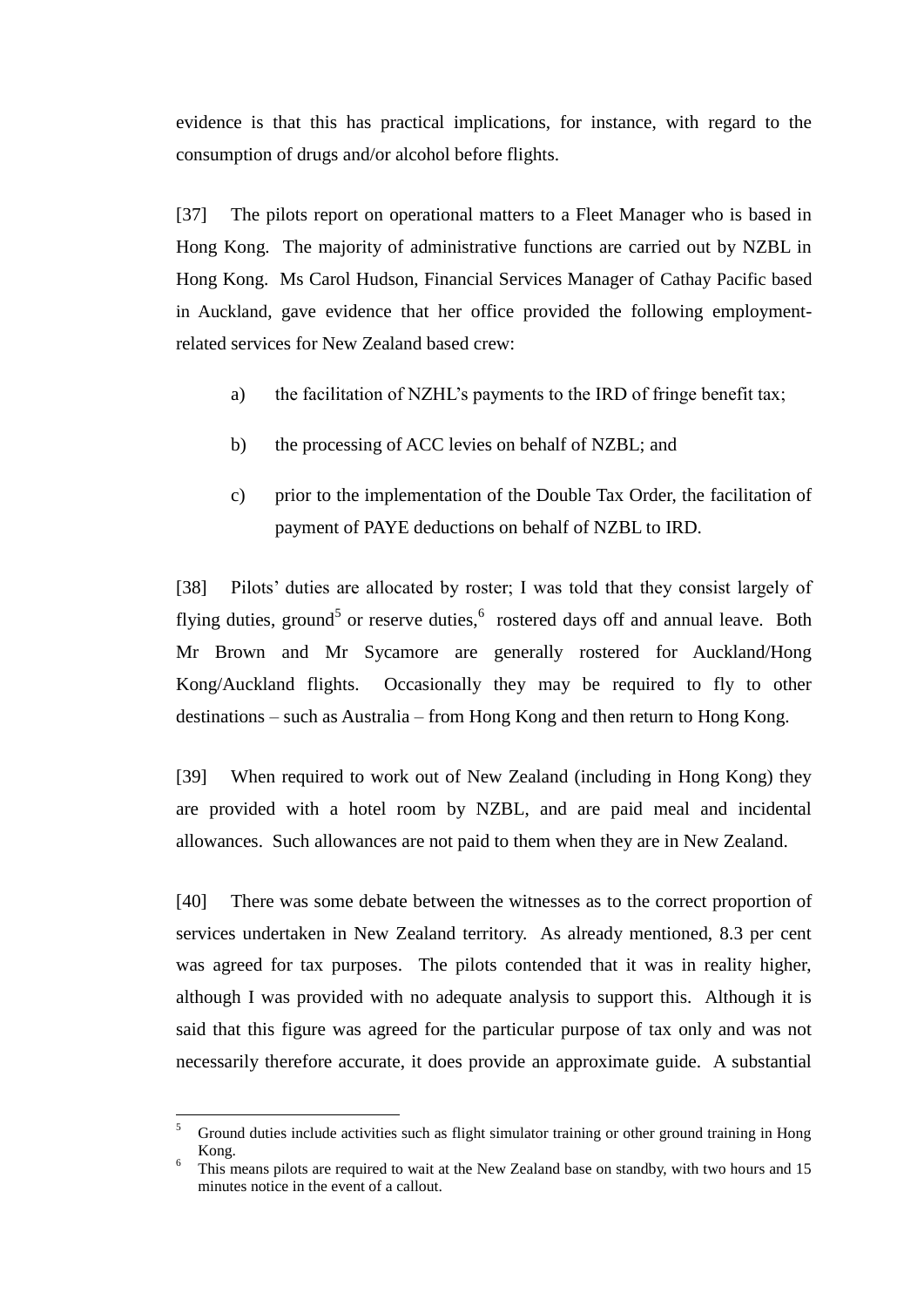evidence is that this has practical implications, for instance, with regard to the consumption of drugs and/or alcohol before flights.

[37] The pilots report on operational matters to a Fleet Manager who is based in Hong Kong. The majority of administrative functions are carried out by NZBL in Hong Kong. Ms Carol Hudson, Financial Services Manager of Cathay Pacific based in Auckland, gave evidence that her office provided the following employment-related services for New Zealand based crew:

a) the facilitation of NZHL's payments to the IRD of fringe benefit tax;

b) the processing of ACC levies on behalf of NZBL; and

c) prior to the implementation of the Double Tax Order, the facilitation of payment of PAYE deductions on behalf of NZBL to IRD.

[38] Pilots' duties are allocated by roster; I was told that they consist largely of flying duties, ground[5] or reserve duties,[6] rostered days off and annual leave. Both Mr Brown and Mr Sycamore are generally rostered for Auckland/Hong Kong/Auckland flights. Occasionally they may be required to fly to other destinations – such as Australia – from Hong Kong and then return to Hong Kong.

[39] When required to work out of New Zealand (including in Hong Kong) they are provided with a hotel room by NZBL, and are paid meal and incidental allowances. Such allowances are not paid to them when they are in New Zealand.

[40] There was some debate between the witnesses as to the correct proportion of services undertaken in New Zealand territory. As already mentioned, 8.3 per cent was agreed for tax purposes. The pilots contended that it was in reality higher, although I was provided with no adequate analysis to support this. Although it is said that this figure was agreed for the particular purpose of tax only and was not necessarily therefore accurate, it does provide an approximate guide. A substantial

---

[5] Ground duties include activities such as flight simulator training or other ground training in Hong Kong.

[6] This means pilots are required to wait at the New Zealand base on standby, with two hours and 15 minutes notice in the event of a callout.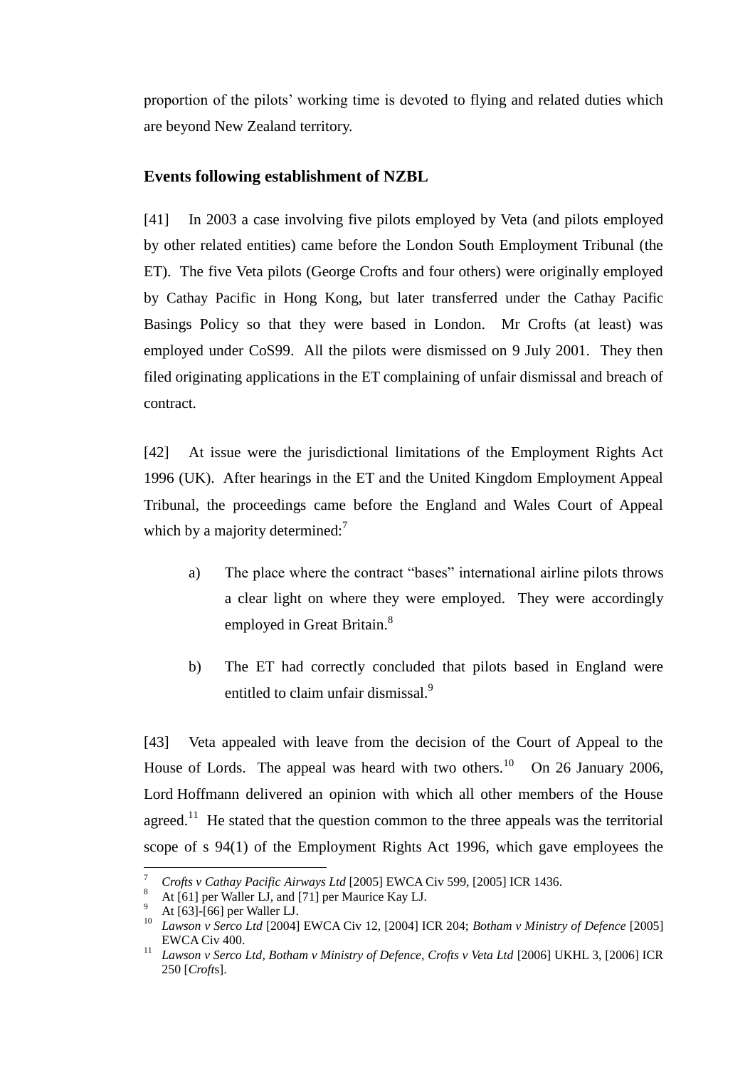proportion of the pilots' working time is devoted to flying and related duties which are beyond New Zealand territory.

## Events following establishment of NZBL

[41] In 2003 a case involving five pilots employed by Veta (and pilots employed by other related entities) came before the London South Employment Tribunal (the ET). The five Veta pilots (George Crofts and four others) were originally employed by Cathay Pacific in Hong Kong, but later transferred under the Cathay Pacific Basings Policy so that they were based in London. Mr Crofts (at least) was employed under CoS99. All the pilots were dismissed on 9 July 2001. They then filed originating applications in the ET complaining of unfair dismissal and breach of contract.

[42] At issue were the jurisdictional limitations of the Employment Rights Act 1996 (UK). After hearings in the ET and the United Kingdom Employment Appeal Tribunal, the proceedings came before the England and Wales Court of Appeal which by a majority determined:[7]

a) The place where the contract "bases" international airline pilots throws a clear light on where they were employed. They were accordingly employed in Great Britain.[8]

b) The ET had correctly concluded that pilots based in England were entitled to claim unfair dismissal.[9]

[43] Veta appealed with leave from the decision of the Court of Appeal to the House of Lords. The appeal was heard with two others.[10] On 26 January 2006, Lord Hoffmann delivered an opinion with which all other members of the House agreed.[11] He stated that the question common to the three appeals was the territorial scope of s 94(1) of the Employment Rights Act 1996, which gave employees the

---

[7] *Crofts v Cathay Pacific Airways Ltd* [2005] EWCA Civ 599, [2005] ICR 1436.

[8] At [61] per Waller LJ, and [71] per Maurice Kay LJ.

[9] At [63]-[66] per Waller LJ.

[10] *Lawson v Serco Ltd* [2004] EWCA Civ 12, [2004] ICR 204; *Botham v Ministry of Defence* [2005] EWCA Civ 400.

[11] *Lawson v Serco Ltd, Botham v Ministry of Defence, Crofts v Veta Ltd* [2006] UKHL 3, [2006] ICR 250 [*Crofts*].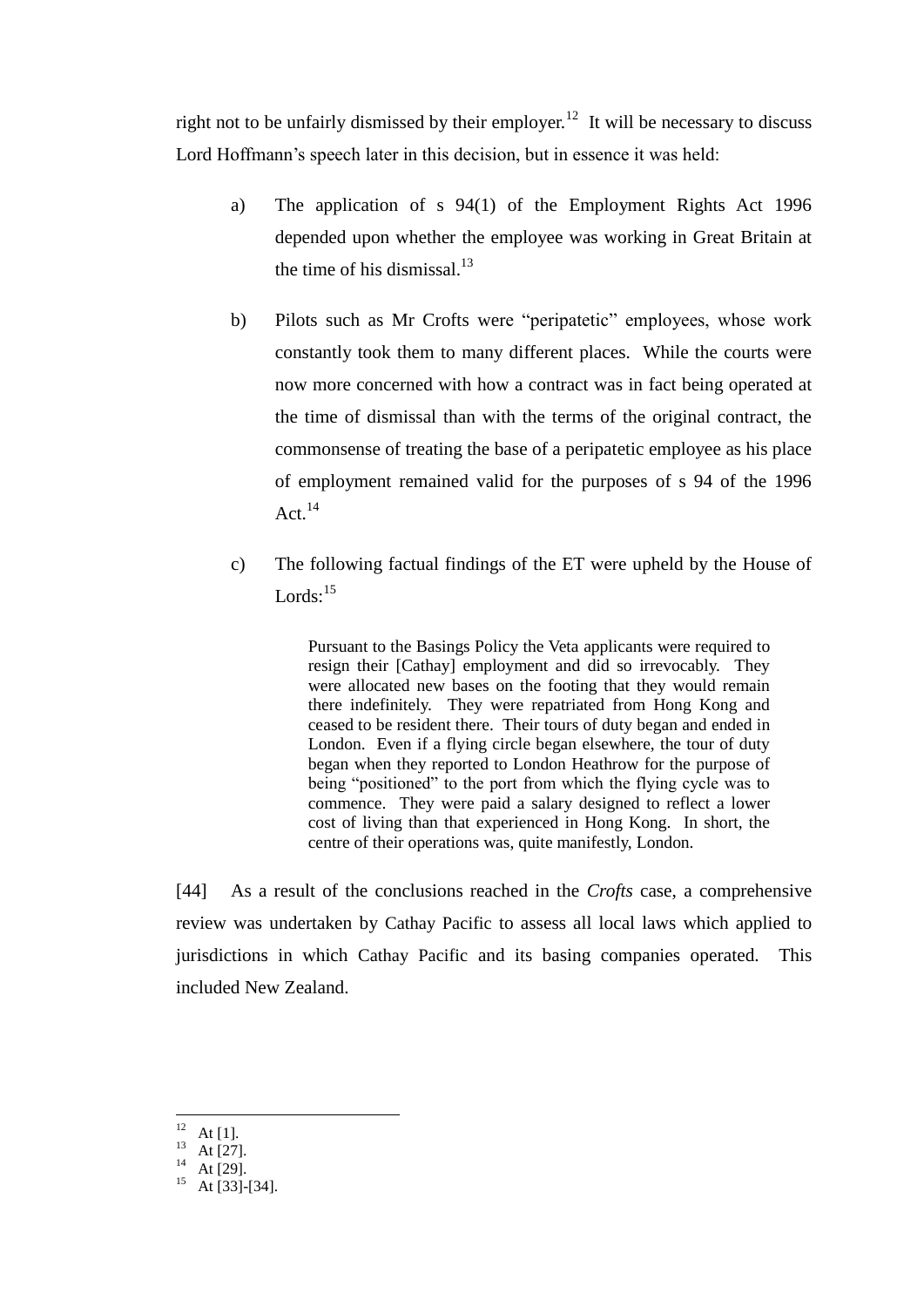right not to be unfairly dismissed by their employer.[12] It will be necessary to discuss Lord Hoffmann's speech later in this decision, but in essence it was held:

a) The application of s 94(1) of the Employment Rights Act 1996 depended upon whether the employee was working in Great Britain at the time of his dismissal.[13]

b) Pilots such as Mr Crofts were "peripatetic" employees, whose work constantly took them to many different places. While the courts were now more concerned with how a contract was in fact being operated at the time of dismissal than with the terms of the original contract, the commonsense of treating the base of a peripatetic employee as his place of employment remained valid for the purposes of s 94 of the 1996 Act.[14]

c) The following factual findings of the ET were upheld by the House of Lords:[15]

> Pursuant to the Basings Policy the Veta applicants were required to resign their [Cathay] employment and did so irrevocably. They were allocated new bases on the footing that they would remain there indefinitely. They were repatriated from Hong Kong and ceased to be resident there. Their tours of duty began and ended in London. Even if a flying circle began elsewhere, the tour of duty began when they reported to London Heathrow for the purpose of being "positioned" to the port from which the flying cycle was to commence. They were paid a salary designed to reflect a lower cost of living than that experienced in Hong Kong. In short, the centre of their operations was, quite manifestly, London.

[44] As a result of the conclusions reached in the *Crofts* case, a comprehensive review was undertaken by Cathay Pacific to assess all local laws which applied to jurisdictions in which Cathay Pacific and its basing companies operated. This included New Zealand.

---

[12] At [1].
[13] At [27].
[14] At [29].
[15] At [33]-[34].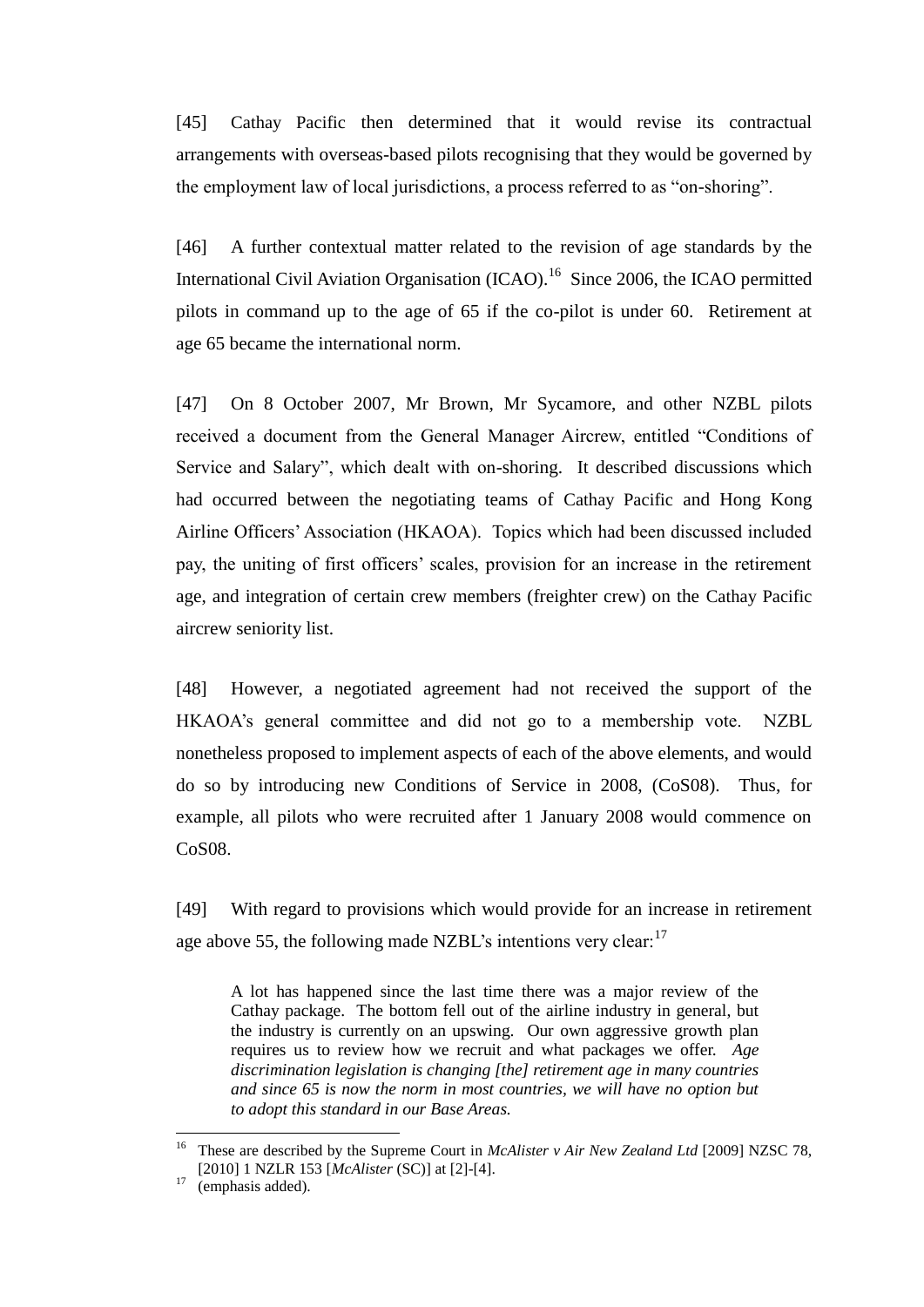[45] Cathay Pacific then determined that it would revise its contractual arrangements with overseas-based pilots recognising that they would be governed by the employment law of local jurisdictions, a process referred to as "on-shoring".

[46] A further contextual matter related to the revision of age standards by the International Civil Aviation Organisation (ICAO).[16] Since 2006, the ICAO permitted pilots in command up to the age of 65 if the co-pilot is under 60. Retirement at age 65 became the international norm.

[47] On 8 October 2007, Mr Brown, Mr Sycamore, and other NZBL pilots received a document from the General Manager Aircrew, entitled "Conditions of Service and Salary", which dealt with on-shoring. It described discussions which had occurred between the negotiating teams of Cathay Pacific and Hong Kong Airline Officers' Association (HKAOA). Topics which had been discussed included pay, the uniting of first officers' scales, provision for an increase in the retirement age, and integration of certain crew members (freighter crew) on the Cathay Pacific aircrew seniority list.

[48] However, a negotiated agreement had not received the support of the HKAOA's general committee and did not go to a membership vote. NZBL nonetheless proposed to implement aspects of each of the above elements, and would do so by introducing new Conditions of Service in 2008, (CoS08). Thus, for example, all pilots who were recruited after 1 January 2008 would commence on CoS08.

[49] With regard to provisions which would provide for an increase in retirement age above 55, the following made NZBL's intentions very clear:[17]

> A lot has happened since the last time there was a major review of the Cathay package. The bottom fell out of the airline industry in general, but the industry is currently on an upswing. Our own aggressive growth plan requires us to review how we recruit and what packages we offer. *Age discrimination legislation is changing [the] retirement age in many countries and since 65 is now the norm in most countries, we will have no option but to adopt this standard in our Base Areas.*

---

[16] These are described by the Supreme Court in *McAlister v Air New Zealand Ltd* [2009] NZSC 78, [2010] 1 NZLR 153 [*McAlister* (SC)] at [2]-[4].

[17] (emphasis added).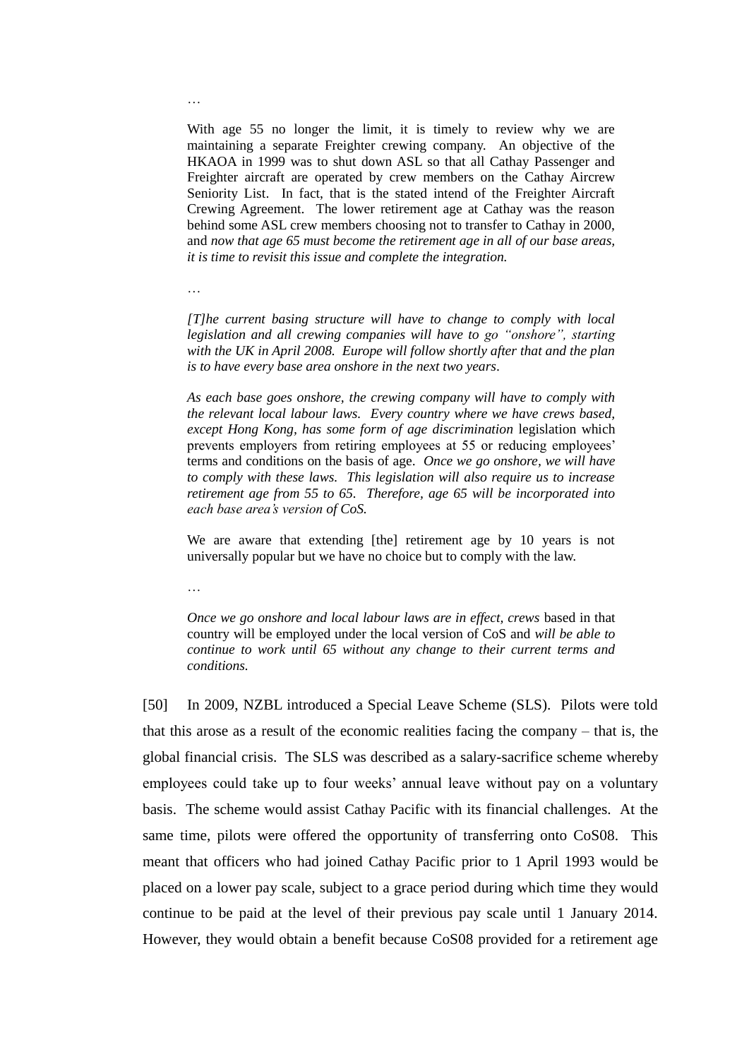…

> With age 55 no longer the limit, it is timely to review why we are maintaining a separate Freighter crewing company. An objective of the HKAOA in 1999 was to shut down ASL so that all Cathay Passenger and Freighter aircraft are operated by crew members on the Cathay Aircrew Seniority List. In fact, that is the stated intend of the Freighter Aircraft Crewing Agreement. The lower retirement age at Cathay was the reason behind some ASL crew members choosing not to transfer to Cathay in 2000, and *now that age 65 must become the retirement age in all of our base areas, it is time to revisit this issue and complete the integration.*
>
> …
>
> *[T]he current basing structure will have to change to comply with local legislation and all crewing companies will have to go "onshore", starting with the UK in April 2008. Europe will follow shortly after that and the plan is to have every base area onshore in the next two years.*
>
> *As each base goes onshore, the crewing company will have to comply with the relevant local labour laws. Every country where we have crews based, except Hong Kong, has some form of age discrimination* legislation which prevents employers from retiring employees at 55 or reducing employees' terms and conditions on the basis of age. *Once we go onshore, we will have to comply with these laws. This legislation will also require us to increase retirement age from 55 to 65. Therefore, age 65 will be incorporated into each base area's version of CoS.*
>
> We are aware that extending [the] retirement age by 10 years is not universally popular but we have no choice but to comply with the law.
>
> …
>
> *Once we go onshore and local labour laws are in effect, crews* based in that country will be employed under the local version of CoS and *will be able to continue to work until 65 without any change to their current terms and conditions.*

[50] In 2009, NZBL introduced a Special Leave Scheme (SLS). Pilots were told that this arose as a result of the economic realities facing the company – that is, the global financial crisis. The SLS was described as a salary-sacrifice scheme whereby employees could take up to four weeks' annual leave without pay on a voluntary basis. The scheme would assist Cathay Pacific with its financial challenges. At the same time, pilots were offered the opportunity of transferring onto CoS08. This meant that officers who had joined Cathay Pacific prior to 1 April 1993 would be placed on a lower pay scale, subject to a grace period during which time they would continue to be paid at the level of their previous pay scale until 1 January 2014. However, they would obtain a benefit because CoS08 provided for a retirement age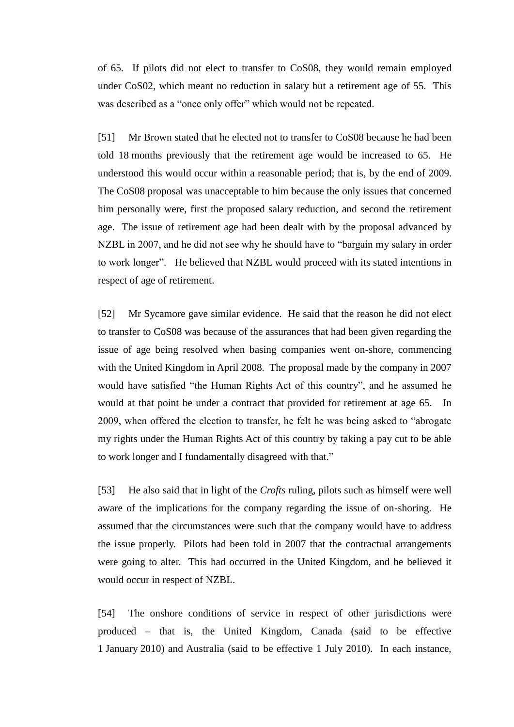of 65. If pilots did not elect to transfer to CoS08, they would remain employed under CoS02, which meant no reduction in salary but a retirement age of 55. This was described as a "once only offer" which would not be repeated.

[51] Mr Brown stated that he elected not to transfer to CoS08 because he had been told 18 months previously that the retirement age would be increased to 65. He understood this would occur within a reasonable period; that is, by the end of 2009. The CoS08 proposal was unacceptable to him because the only issues that concerned him personally were, first the proposed salary reduction, and second the retirement age. The issue of retirement age had been dealt with by the proposal advanced by NZBL in 2007, and he did not see why he should have to "bargain my salary in order to work longer". He believed that NZBL would proceed with its stated intentions in respect of age of retirement.

[52] Mr Sycamore gave similar evidence. He said that the reason he did not elect to transfer to CoS08 was because of the assurances that had been given regarding the issue of age being resolved when basing companies went on-shore, commencing with the United Kingdom in April 2008. The proposal made by the company in 2007 would have satisfied "the Human Rights Act of this country", and he assumed he would at that point be under a contract that provided for retirement at age 65. In 2009, when offered the election to transfer, he felt he was being asked to "abrogate my rights under the Human Rights Act of this country by taking a pay cut to be able to work longer and I fundamentally disagreed with that."

[53] He also said that in light of the *Crofts* ruling, pilots such as himself were well aware of the implications for the company regarding the issue of on-shoring. He assumed that the circumstances were such that the company would have to address the issue properly. Pilots had been told in 2007 that the contractual arrangements were going to alter. This had occurred in the United Kingdom, and he believed it would occur in respect of NZBL.

[54] The onshore conditions of service in respect of other jurisdictions were produced – that is, the United Kingdom, Canada (said to be effective 1 January 2010) and Australia (said to be effective 1 July 2010). In each instance,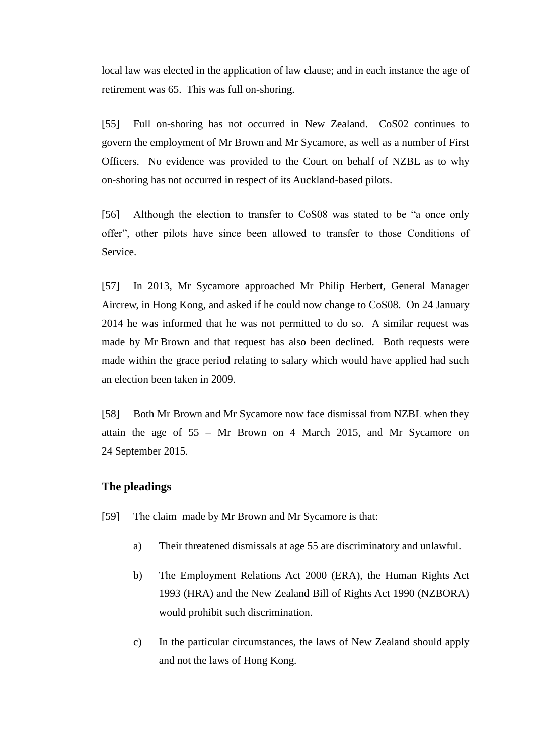local law was elected in the application of law clause; and in each instance the age of retirement was 65. This was full on-shoring.

[55] Full on-shoring has not occurred in New Zealand. CoS02 continues to govern the employment of Mr Brown and Mr Sycamore, as well as a number of First Officers. No evidence was provided to the Court on behalf of NZBL as to why on-shoring has not occurred in respect of its Auckland-based pilots.

[56] Although the election to transfer to CoS08 was stated to be "a once only offer", other pilots have since been allowed to transfer to those Conditions of Service.

[57] In 2013, Mr Sycamore approached Mr Philip Herbert, General Manager Aircrew, in Hong Kong, and asked if he could now change to CoS08. On 24 January 2014 he was informed that he was not permitted to do so. A similar request was made by Mr Brown and that request has also been declined. Both requests were made within the grace period relating to salary which would have applied had such an election been taken in 2009.

[58] Both Mr Brown and Mr Sycamore now face dismissal from NZBL when they attain the age of 55 – Mr Brown on 4 March 2015, and Mr Sycamore on 24 September 2015.

### The pleadings

[59] The claim made by Mr Brown and Mr Sycamore is that:

a) Their threatened dismissals at age 55 are discriminatory and unlawful.

b) The Employment Relations Act 2000 (ERA), the Human Rights Act 1993 (HRA) and the New Zealand Bill of Rights Act 1990 (NZBORA) would prohibit such discrimination.

c) In the particular circumstances, the laws of New Zealand should apply and not the laws of Hong Kong.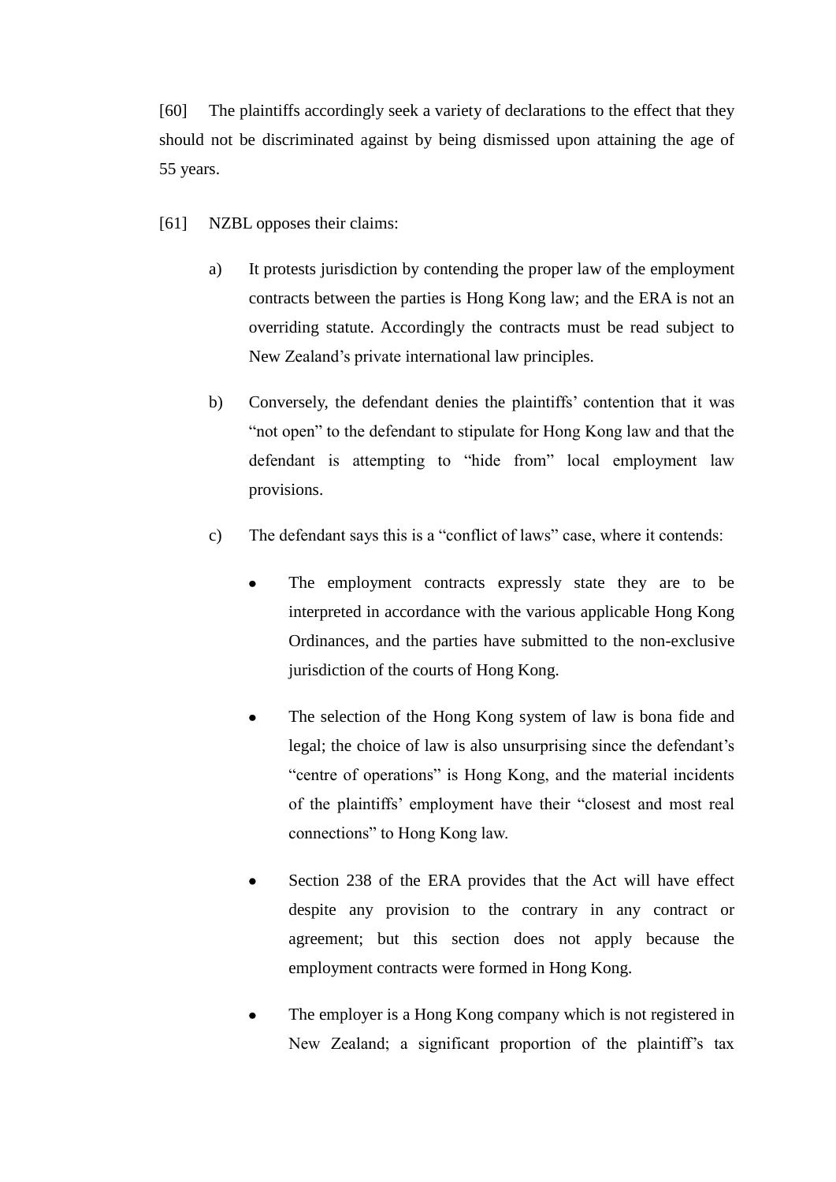[60] The plaintiffs accordingly seek a variety of declarations to the effect that they should not be discriminated against by being dismissed upon attaining the age of 55 years.

[61] NZBL opposes their claims:

a) It protests jurisdiction by contending the proper law of the employment contracts between the parties is Hong Kong law; and the ERA is not an overriding statute. Accordingly the contracts must be read subject to New Zealand's private international law principles.

b) Conversely, the defendant denies the plaintiffs' contention that it was "not open" to the defendant to stipulate for Hong Kong law and that the defendant is attempting to "hide from" local employment law provisions.

c) The defendant says this is a "conflict of laws" case, where it contends:

- The employment contracts expressly state they are to be interpreted in accordance with the various applicable Hong Kong Ordinances, and the parties have submitted to the non-exclusive jurisdiction of the courts of Hong Kong.

- The selection of the Hong Kong system of law is bona fide and legal; the choice of law is also unsurprising since the defendant's "centre of operations" is Hong Kong, and the material incidents of the plaintiffs' employment have their "closest and most real connections" to Hong Kong law.

- Section 238 of the ERA provides that the Act will have effect despite any provision to the contrary in any contract or agreement; but this section does not apply because the employment contracts were formed in Hong Kong.

- The employer is a Hong Kong company which is not registered in New Zealand; a significant proportion of the plaintiff's tax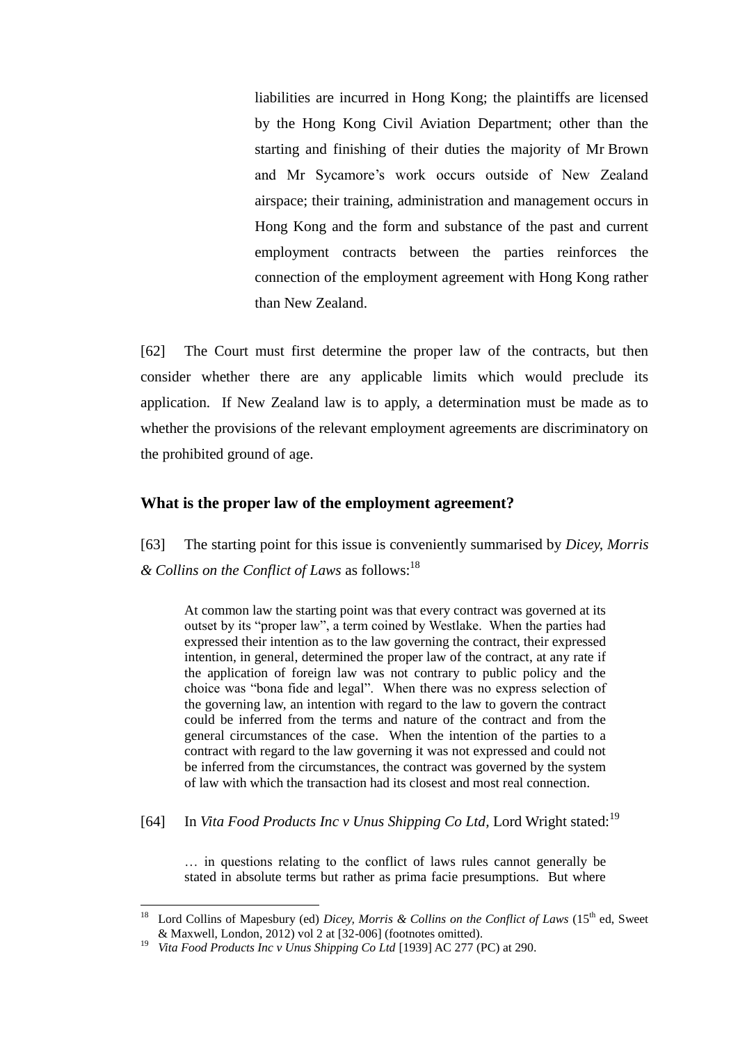liabilities are incurred in Hong Kong; the plaintiffs are licensed by the Hong Kong Civil Aviation Department; other than the starting and finishing of their duties the majority of Mr Brown and Mr Sycamore's work occurs outside of New Zealand airspace; their training, administration and management occurs in Hong Kong and the form and substance of the past and current employment contracts between the parties reinforces the connection of the employment agreement with Hong Kong rather than New Zealand.

[62] The Court must first determine the proper law of the contracts, but then consider whether there are any applicable limits which would preclude its application. If New Zealand law is to apply, a determination must be made as to whether the provisions of the relevant employment agreements are discriminatory on the prohibited ground of age.

### What is the proper law of the employment agreement?

[63] The starting point for this issue is conveniently summarised by *Dicey, Morris & Collins on the Conflict of Laws* as follows:[18]

> At common law the starting point was that every contract was governed at its outset by its "proper law", a term coined by Westlake. When the parties had expressed their intention as to the law governing the contract, their expressed intention, in general, determined the proper law of the contract, at any rate if the application of foreign law was not contrary to public policy and the choice was "bona fide and legal". When there was no express selection of the governing law, an intention with regard to the law to govern the contract could be inferred from the terms and nature of the contract and from the general circumstances of the case. When the intention of the parties to a contract with regard to the law governing it was not expressed and could not be inferred from the circumstances, the contract was governed by the system of law with which the transaction had its closest and most real connection.

[64] In *Vita Food Products Inc v Unus Shipping Co Ltd*, Lord Wright stated:[19]

> … in questions relating to the conflict of laws rules cannot generally be stated in absolute terms but rather as prima facie presumptions. But where

---

[18] Lord Collins of Mapesbury (ed) *Dicey, Morris & Collins on the Conflict of Laws* (15th ed, Sweet & Maxwell, London, 2012) vol 2 at [32-006] (footnotes omitted).

[19] *Vita Food Products Inc v Unus Shipping Co Ltd* [1939] AC 277 (PC) at 290.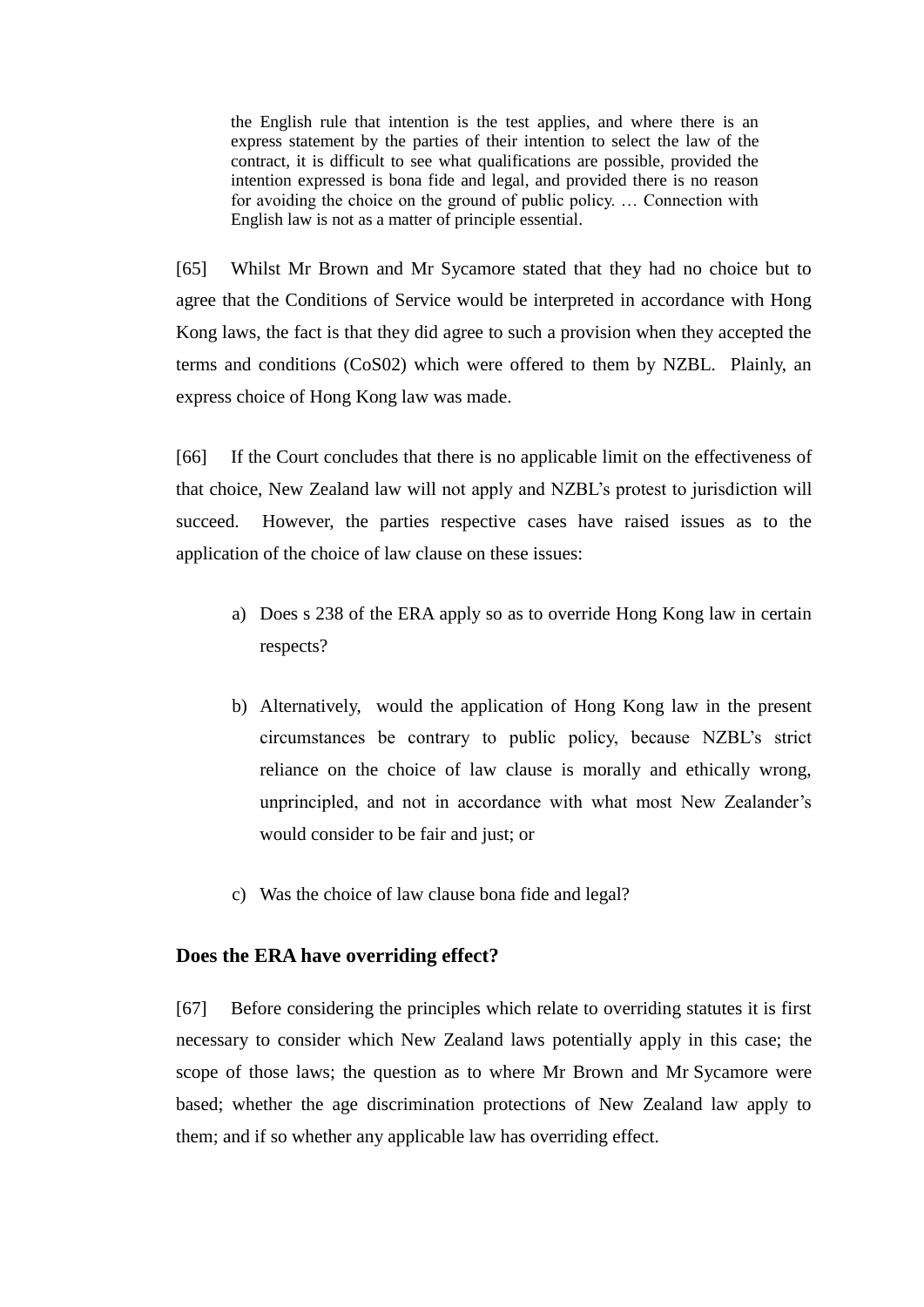> the English rule that intention is the test applies, and where there is an express statement by the parties of their intention to select the law of the contract, it is difficult to see what qualifications are possible, provided the intention expressed is bona fide and legal, and provided there is no reason for avoiding the choice on the ground of public policy. … Connection with English law is not as a matter of principle essential.

[65] Whilst Mr Brown and Mr Sycamore stated that they had no choice but to agree that the Conditions of Service would be interpreted in accordance with Hong Kong laws, the fact is that they did agree to such a provision when they accepted the terms and conditions (CoS02) which were offered to them by NZBL. Plainly, an express choice of Hong Kong law was made.

[66] If the Court concludes that there is no applicable limit on the effectiveness of that choice, New Zealand law will not apply and NZBL's protest to jurisdiction will succeed. However, the parties respective cases have raised issues as to the application of the choice of law clause on these issues:

a) Does s 238 of the ERA apply so as to override Hong Kong law in certain respects?

b) Alternatively, would the application of Hong Kong law in the present circumstances be contrary to public policy, because NZBL's strict reliance on the choice of law clause is morally and ethically wrong, unprincipled, and not in accordance with what most New Zealander's would consider to be fair and just; or

c) Was the choice of law clause bona fide and legal?

## Does the ERA have overriding effect?

[67] Before considering the principles which relate to overriding statutes it is first necessary to consider which New Zealand laws potentially apply in this case; the scope of those laws; the question as to where Mr Brown and Mr Sycamore were based; whether the age discrimination protections of New Zealand law apply to them; and if so whether any applicable law has overriding effect.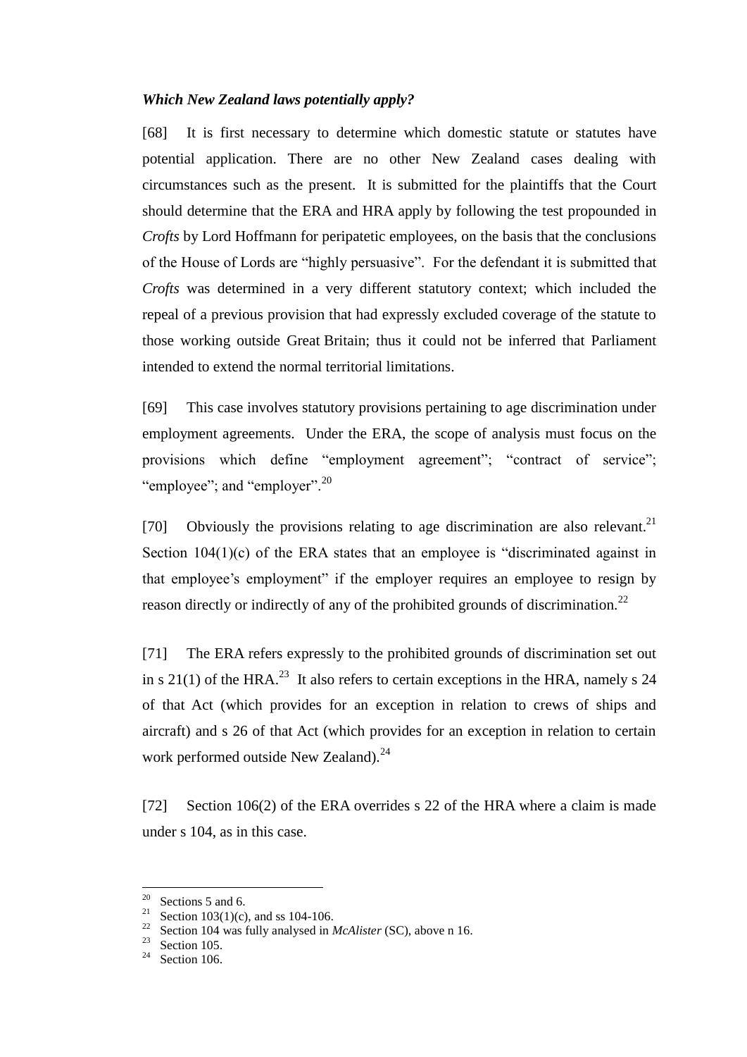### *Which New Zealand laws potentially apply?*

[68] It is first necessary to determine which domestic statute or statutes have potential application. There are no other New Zealand cases dealing with circumstances such as the present. It is submitted for the plaintiffs that the Court should determine that the ERA and HRA apply by following the test propounded in *Crofts* by Lord Hoffmann for peripatetic employees, on the basis that the conclusions of the House of Lords are "highly persuasive". For the defendant it is submitted that *Crofts* was determined in a very different statutory context; which included the repeal of a previous provision that had expressly excluded coverage of the statute to those working outside Great Britain; thus it could not be inferred that Parliament intended to extend the normal territorial limitations.

[69] This case involves statutory provisions pertaining to age discrimination under employment agreements. Under the ERA, the scope of analysis must focus on the provisions which define "employment agreement"; "contract of service"; "employee"; and "employer".[20]

[70] Obviously the provisions relating to age discrimination are also relevant.[21] Section 104(1)(c) of the ERA states that an employee is "discriminated against in that employee's employment" if the employer requires an employee to resign by reason directly or indirectly of any of the prohibited grounds of discrimination.[22]

[71] The ERA refers expressly to the prohibited grounds of discrimination set out in s 21(1) of the HRA.[23] It also refers to certain exceptions in the HRA, namely s 24 of that Act (which provides for an exception in relation to crews of ships and aircraft) and s 26 of that Act (which provides for an exception in relation to certain work performed outside New Zealand).[24]

[72] Section 106(2) of the ERA overrides s 22 of the HRA where a claim is made under s 104, as in this case.

---

[20] Sections 5 and 6.

[21] Section 103(1)(c), and ss 104-106.

[22] Section 104 was fully analysed in *McAlister* (SC), above n 16.

[23] Section 105.

[24] Section 106.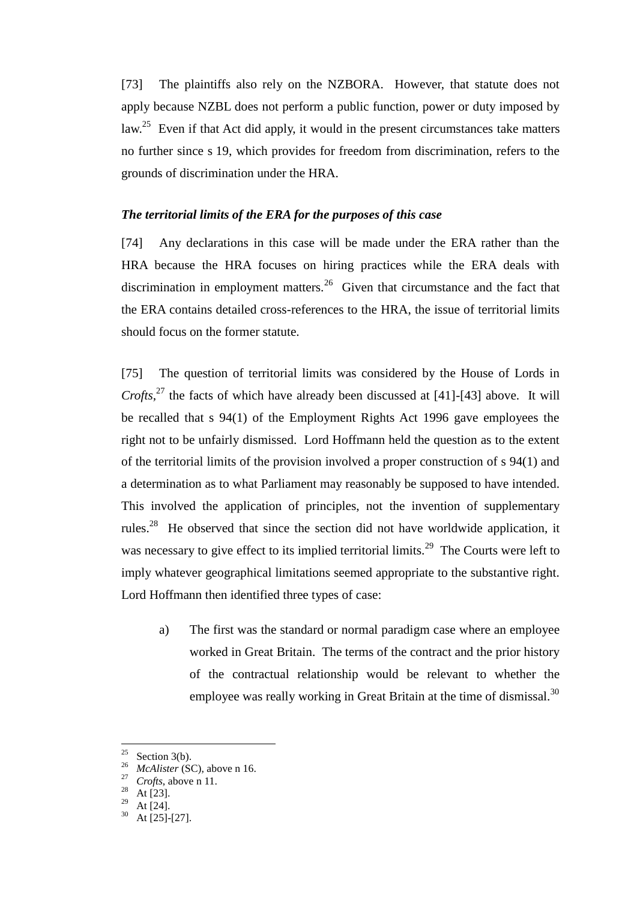[73] The plaintiffs also rely on the NZBORA. However, that statute does not apply because NZBL does not perform a public function, power or duty imposed by law.[25] Even if that Act did apply, it would in the present circumstances take matters no further since s 19, which provides for freedom from discrimination, refers to the grounds of discrimination under the HRA.

***The territorial limits of the ERA for the purposes of this case***

[74] Any declarations in this case will be made under the ERA rather than the HRA because the HRA focuses on hiring practices while the ERA deals with discrimination in employment matters.[26] Given that circumstance and the fact that the ERA contains detailed cross-references to the HRA, the issue of territorial limits should focus on the former statute.

[75] The question of territorial limits was considered by the House of Lords in *Crofts*,[27] the facts of which have already been discussed at [41]-[43] above. It will be recalled that s 94(1) of the Employment Rights Act 1996 gave employees the right not to be unfairly dismissed. Lord Hoffmann held the question as to the extent of the territorial limits of the provision involved a proper construction of s 94(1) and a determination as to what Parliament may reasonably be supposed to have intended. This involved the application of principles, not the invention of supplementary rules.[28] He observed that since the section did not have worldwide application, it was necessary to give effect to its implied territorial limits.[29] The Courts were left to imply whatever geographical limitations seemed appropriate to the substantive right. Lord Hoffmann then identified three types of case:

a) The first was the standard or normal paradigm case where an employee worked in Great Britain. The terms of the contract and the prior history of the contractual relationship would be relevant to whether the employee was really working in Great Britain at the time of dismissal.[30]

---

[25] Section 3(b).
[26] *McAlister* (SC), above n 16.
[27] *Crofts*, above n 11.
[28] At [23].
[29] At [24].
[30] At [25]-[27].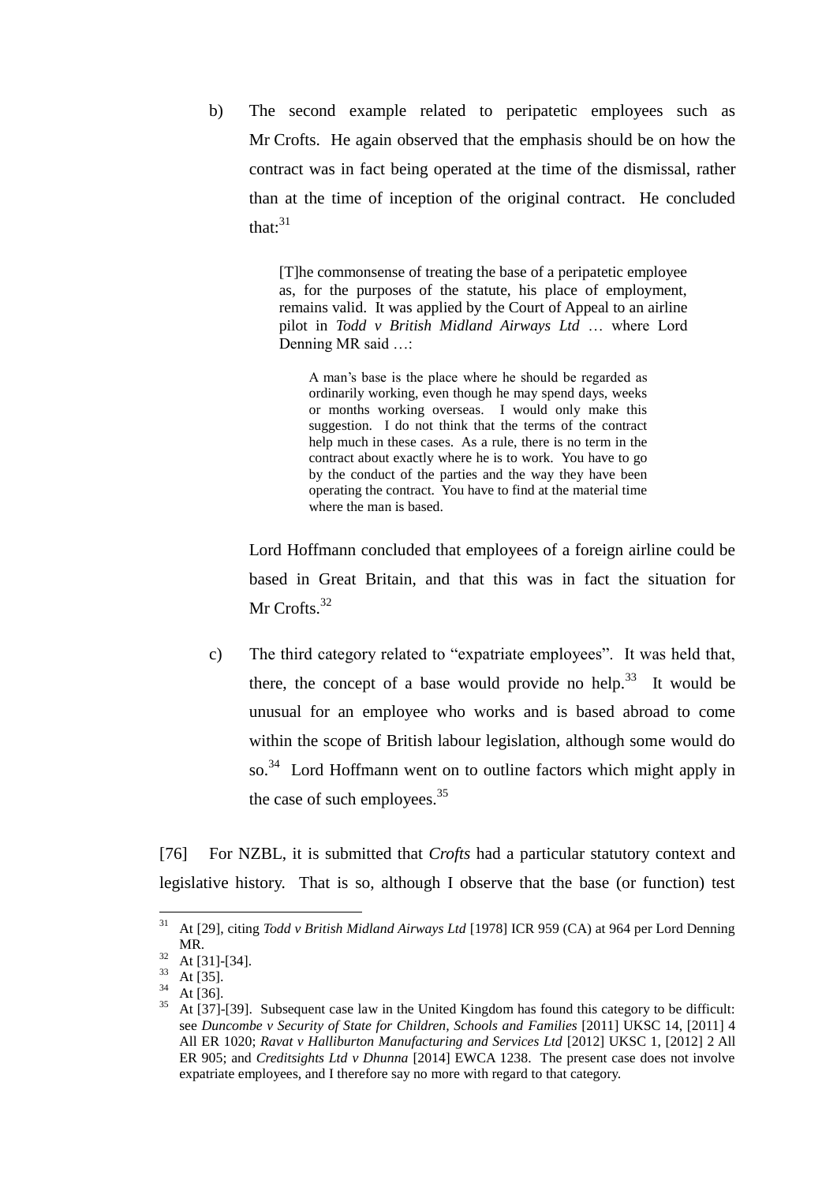b) The second example related to peripatetic employees such as Mr Crofts. He again observed that the emphasis should be on how the contract was in fact being operated at the time of the dismissal, rather than at the time of inception of the original contract. He concluded that:[31]

> [T]he commonsense of treating the base of a peripatetic employee as, for the purposes of the statute, his place of employment, remains valid. It was applied by the Court of Appeal to an airline pilot in *Todd v British Midland Airways Ltd* … where Lord Denning MR said …:
>
> > A man's base is the place where he should be regarded as ordinarily working, even though he may spend days, weeks or months working overseas. I would only make this suggestion. I do not think that the terms of the contract help much in these cases. As a rule, there is no term in the contract about exactly where he is to work. You have to go by the conduct of the parties and the way they have been operating the contract. You have to find at the material time where the man is based.

Lord Hoffmann concluded that employees of a foreign airline could be based in Great Britain, and that this was in fact the situation for Mr Crofts.[32]

c) The third category related to "expatriate employees". It was held that, there, the concept of a base would provide no help.[33] It would be unusual for an employee who works and is based abroad to come within the scope of British labour legislation, although some would do so.[34] Lord Hoffmann went on to outline factors which might apply in the case of such employees.[35]

[76] For NZBL, it is submitted that *Crofts* had a particular statutory context and legislative history. That is so, although I observe that the base (or function) test

---

[31] At [29], citing *Todd v British Midland Airways Ltd* [1978] ICR 959 (CA) at 964 per Lord Denning MR.

[32] At [31]-[34].

[33] At [35].

[34] At [36].

[35] At [37]-[39]. Subsequent case law in the United Kingdom has found this category to be difficult: see *Duncombe v Security of State for Children, Schools and Families* [2011] UKSC 14, [2011] 4 All ER 1020; *Ravat v Halliburton Manufacturing and Services Ltd* [2012] UKSC 1, [2012] 2 All ER 905; and *Creditsights Ltd v Dhunna* [2014] EWCA 1238. The present case does not involve expatriate employees, and I therefore say no more with regard to that category.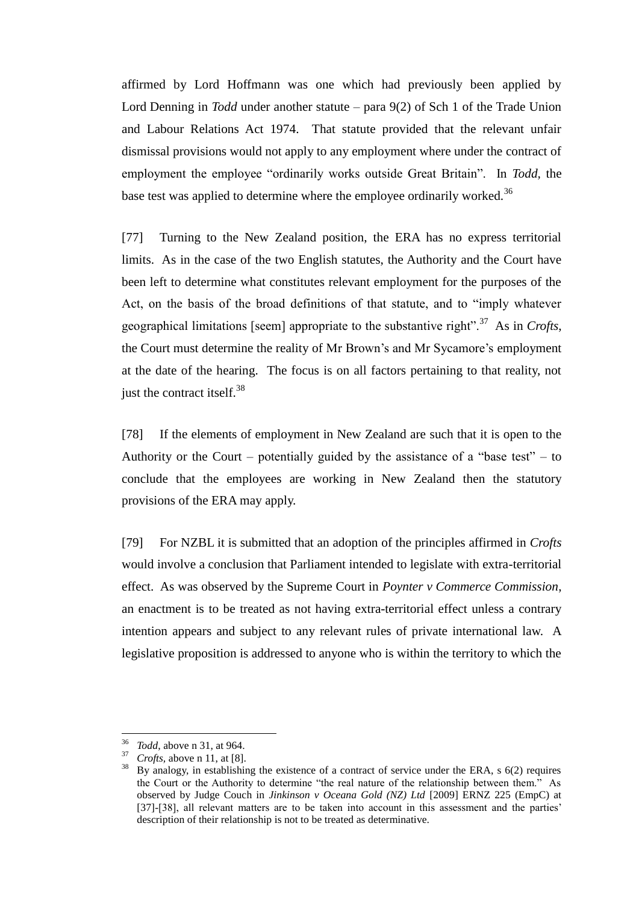affirmed by Lord Hoffmann was one which had previously been applied by Lord Denning in *Todd* under another statute – para 9(2) of Sch 1 of the Trade Union and Labour Relations Act 1974. That statute provided that the relevant unfair dismissal provisions would not apply to any employment where under the contract of employment the employee "ordinarily works outside Great Britain". In *Todd*, the base test was applied to determine where the employee ordinarily worked.[36]

[77] Turning to the New Zealand position, the ERA has no express territorial limits. As in the case of the two English statutes, the Authority and the Court have been left to determine what constitutes relevant employment for the purposes of the Act, on the basis of the broad definitions of that statute, and to "imply whatever geographical limitations [seem] appropriate to the substantive right".[37] As in *Crofts*, the Court must determine the reality of Mr Brown's and Mr Sycamore's employment at the date of the hearing. The focus is on all factors pertaining to that reality, not just the contract itself.[38]

[78] If the elements of employment in New Zealand are such that it is open to the Authority or the Court – potentially guided by the assistance of a "base test" – to conclude that the employees are working in New Zealand then the statutory provisions of the ERA may apply.

[79] For NZBL it is submitted that an adoption of the principles affirmed in *Crofts* would involve a conclusion that Parliament intended to legislate with extra-territorial effect. As was observed by the Supreme Court in *Poynter v Commerce Commission*, an enactment is to be treated as not having extra-territorial effect unless a contrary intention appears and subject to any relevant rules of private international law. A legislative proposition is addressed to anyone who is within the territory to which the

---

[36] *Todd*, above n 31, at 964.

[37] *Crofts*, above n 11, at [8].

[38] By analogy, in establishing the existence of a contract of service under the ERA, s 6(2) requires the Court or the Authority to determine "the real nature of the relationship between them." As observed by Judge Couch in *Jinkinson v Oceana Gold (NZ) Ltd* [2009] ERNZ 225 (EmpC) at [37]-[38], all relevant matters are to be taken into account in this assessment and the parties' description of their relationship is not to be treated as determinative.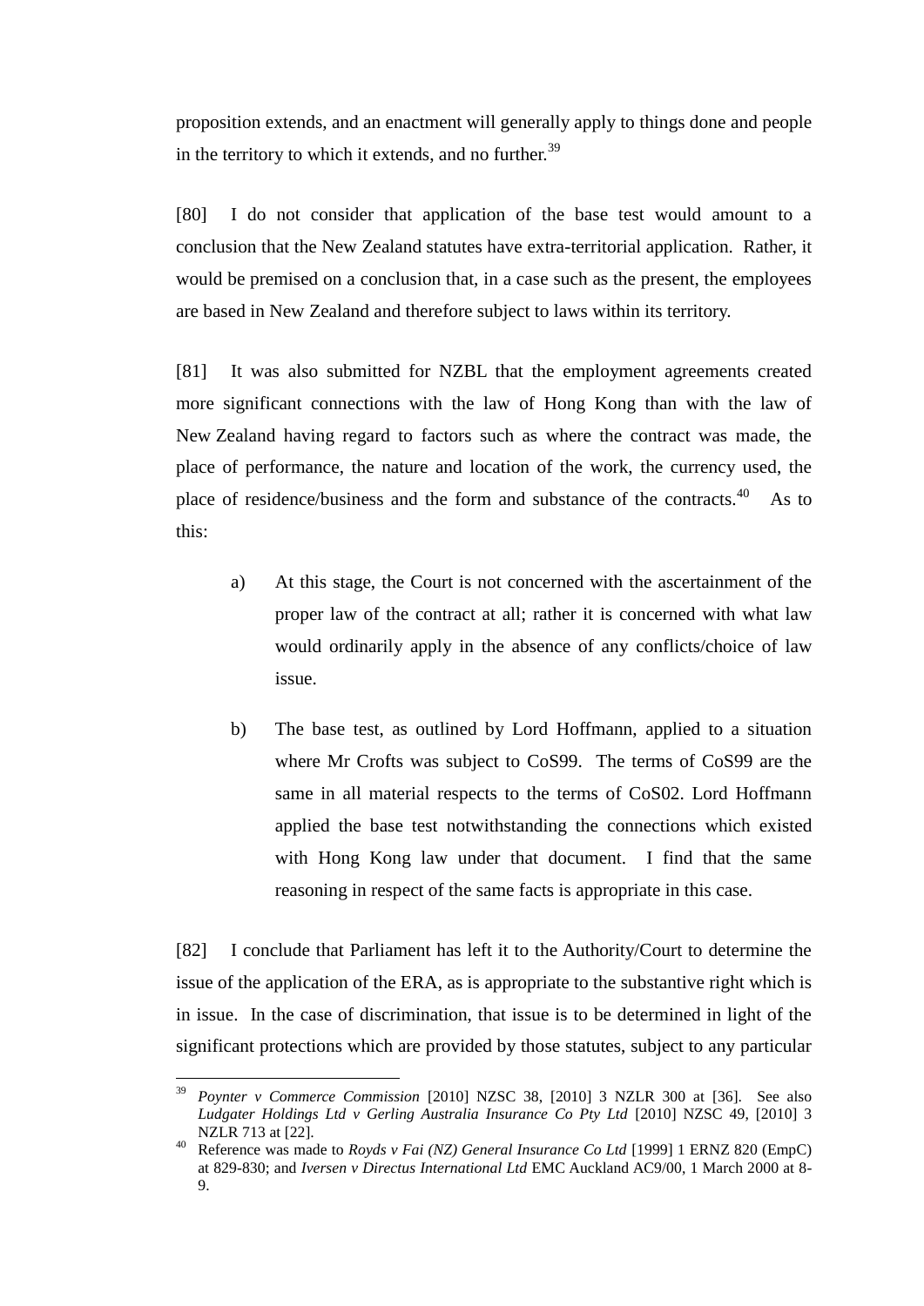proposition extends, and an enactment will generally apply to things done and people in the territory to which it extends, and no further.[39]

[80] I do not consider that application of the base test would amount to a conclusion that the New Zealand statutes have extra-territorial application. Rather, it would be premised on a conclusion that, in a case such as the present, the employees are based in New Zealand and therefore subject to laws within its territory.

[81] It was also submitted for NZBL that the employment agreements created more significant connections with the law of Hong Kong than with the law of New Zealand having regard to factors such as where the contract was made, the place of performance, the nature and location of the work, the currency used, the place of residence/business and the form and substance of the contracts.[40] As to this:

a) At this stage, the Court is not concerned with the ascertainment of the proper law of the contract at all; rather it is concerned with what law would ordinarily apply in the absence of any conflicts/choice of law issue.

b) The base test, as outlined by Lord Hoffmann, applied to a situation where Mr Crofts was subject to CoS99. The terms of CoS99 are the same in all material respects to the terms of CoS02. Lord Hoffmann applied the base test notwithstanding the connections which existed with Hong Kong law under that document. I find that the same reasoning in respect of the same facts is appropriate in this case.

[82] I conclude that Parliament has left it to the Authority/Court to determine the issue of the application of the ERA, as is appropriate to the substantive right which is in issue. In the case of discrimination, that issue is to be determined in light of the significant protections which are provided by those statutes, subject to any particular

---

[39] *Poynter v Commerce Commission* [2010] NZSC 38, [2010] 3 NZLR 300 at [36]. See also *Ludgater Holdings Ltd v Gerling Australia Insurance Co Pty Ltd* [2010] NZSC 49, [2010] 3 NZLR 713 at [22].

[40] Reference was made to *Royds v Fai (NZ) General Insurance Co Ltd* [1999] 1 ERNZ 820 (EmpC) at 829-830; and *Iversen v Directus International Ltd* EMC Auckland AC9/00, 1 March 2000 at 8-9.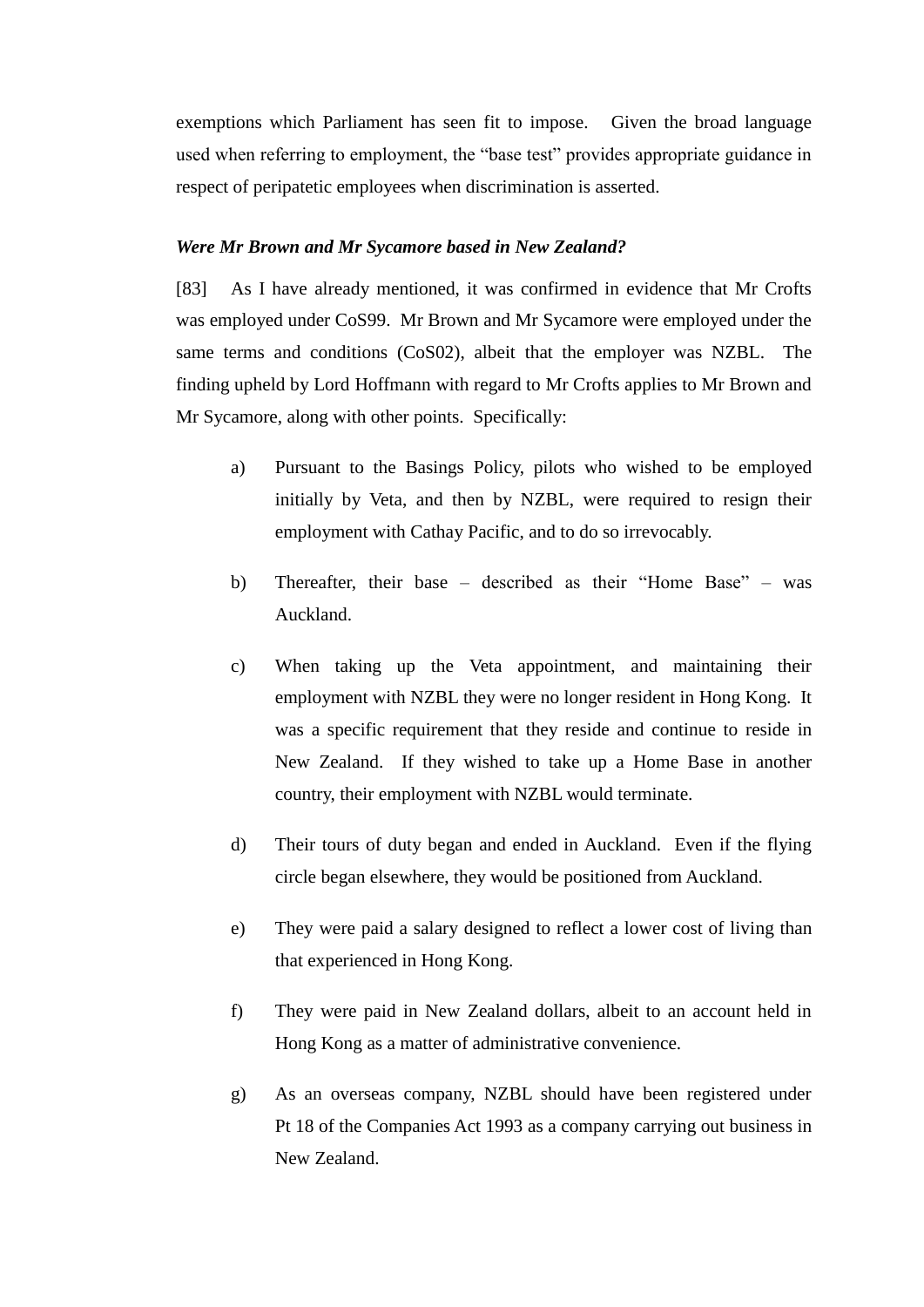exemptions which Parliament has seen fit to impose. Given the broad language used when referring to employment, the "base test" provides appropriate guidance in respect of peripatetic employees when discrimination is asserted.

### *Were Mr Brown and Mr Sycamore based in New Zealand?*

[83] As I have already mentioned, it was confirmed in evidence that Mr Crofts was employed under CoS99. Mr Brown and Mr Sycamore were employed under the same terms and conditions (CoS02), albeit that the employer was NZBL. The finding upheld by Lord Hoffmann with regard to Mr Crofts applies to Mr Brown and Mr Sycamore, along with other points. Specifically:

a) Pursuant to the Basings Policy, pilots who wished to be employed initially by Veta, and then by NZBL, were required to resign their employment with Cathay Pacific, and to do so irrevocably.

b) Thereafter, their base – described as their "Home Base" – was Auckland.

c) When taking up the Veta appointment, and maintaining their employment with NZBL they were no longer resident in Hong Kong. It was a specific requirement that they reside and continue to reside in New Zealand. If they wished to take up a Home Base in another country, their employment with NZBL would terminate.

d) Their tours of duty began and ended in Auckland. Even if the flying circle began elsewhere, they would be positioned from Auckland.

e) They were paid a salary designed to reflect a lower cost of living than that experienced in Hong Kong.

f) They were paid in New Zealand dollars, albeit to an account held in Hong Kong as a matter of administrative convenience.

g) As an overseas company, NZBL should have been registered under Pt 18 of the Companies Act 1993 as a company carrying out business in New Zealand.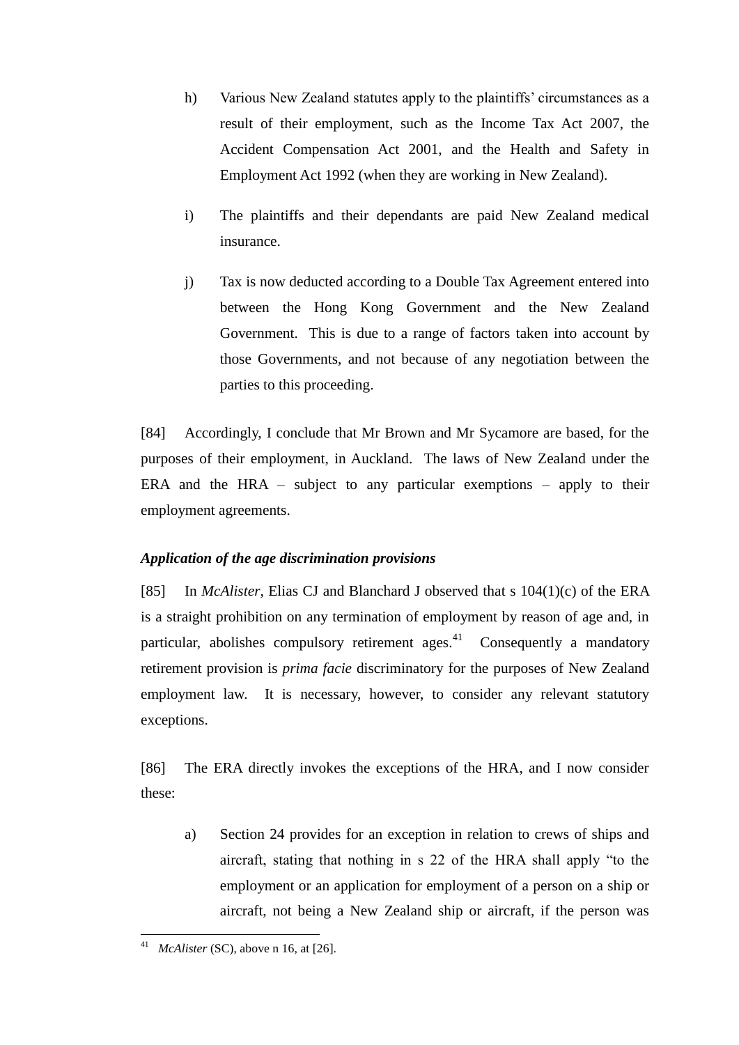h) Various New Zealand statutes apply to the plaintiffs' circumstances as a result of their employment, such as the Income Tax Act 2007, the Accident Compensation Act 2001, and the Health and Safety in Employment Act 1992 (when they are working in New Zealand).

i) The plaintiffs and their dependants are paid New Zealand medical insurance.

j) Tax is now deducted according to a Double Tax Agreement entered into between the Hong Kong Government and the New Zealand Government. This is due to a range of factors taken into account by those Governments, and not because of any negotiation between the parties to this proceeding.

[84] Accordingly, I conclude that Mr Brown and Mr Sycamore are based, for the purposes of their employment, in Auckland. The laws of New Zealand under the ERA and the HRA – subject to any particular exemptions – apply to their employment agreements.

### *Application of the age discrimination provisions*

[85] In *McAlister*, Elias CJ and Blanchard J observed that s 104(1)(c) of the ERA is a straight prohibition on any termination of employment by reason of age and, in particular, abolishes compulsory retirement ages.[41] Consequently a mandatory retirement provision is *prima facie* discriminatory for the purposes of New Zealand employment law. It is necessary, however, to consider any relevant statutory exceptions.

[86] The ERA directly invokes the exceptions of the HRA, and I now consider these:

a) Section 24 provides for an exception in relation to crews of ships and aircraft, stating that nothing in s 22 of the HRA shall apply "to the employment or an application for employment of a person on a ship or aircraft, not being a New Zealand ship or aircraft, if the person was

---

[41] *McAlister* (SC), above n 16, at [26].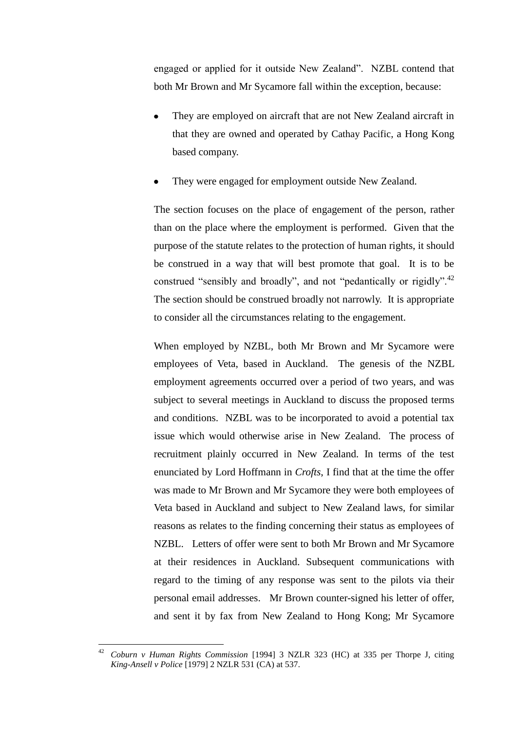engaged or applied for it outside New Zealand". NZBL contend that both Mr Brown and Mr Sycamore fall within the exception, because:

- They are employed on aircraft that are not New Zealand aircraft in that they are owned and operated by Cathay Pacific, a Hong Kong based company.
- They were engaged for employment outside New Zealand.

The section focuses on the place of engagement of the person, rather than on the place where the employment is performed. Given that the purpose of the statute relates to the protection of human rights, it should be construed in a way that will best promote that goal. It is to be construed "sensibly and broadly", and not "pedantically or rigidly".[42] The section should be construed broadly not narrowly. It is appropriate to consider all the circumstances relating to the engagement.

When employed by NZBL, both Mr Brown and Mr Sycamore were employees of Veta, based in Auckland. The genesis of the NZBL employment agreements occurred over a period of two years, and was subject to several meetings in Auckland to discuss the proposed terms and conditions. NZBL was to be incorporated to avoid a potential tax issue which would otherwise arise in New Zealand. The process of recruitment plainly occurred in New Zealand. In terms of the test enunciated by Lord Hoffmann in *Crofts*, I find that at the time the offer was made to Mr Brown and Mr Sycamore they were both employees of Veta based in Auckland and subject to New Zealand laws, for similar reasons as relates to the finding concerning their status as employees of NZBL. Letters of offer were sent to both Mr Brown and Mr Sycamore at their residences in Auckland. Subsequent communications with regard to the timing of any response was sent to the pilots via their personal email addresses. Mr Brown counter-signed his letter of offer, and sent it by fax from New Zealand to Hong Kong; Mr Sycamore

---

[42] *Coburn v Human Rights Commission* [1994] 3 NZLR 323 (HC) at 335 per Thorpe J, citing *King-Ansell v Police* [1979] 2 NZLR 531 (CA) at 537.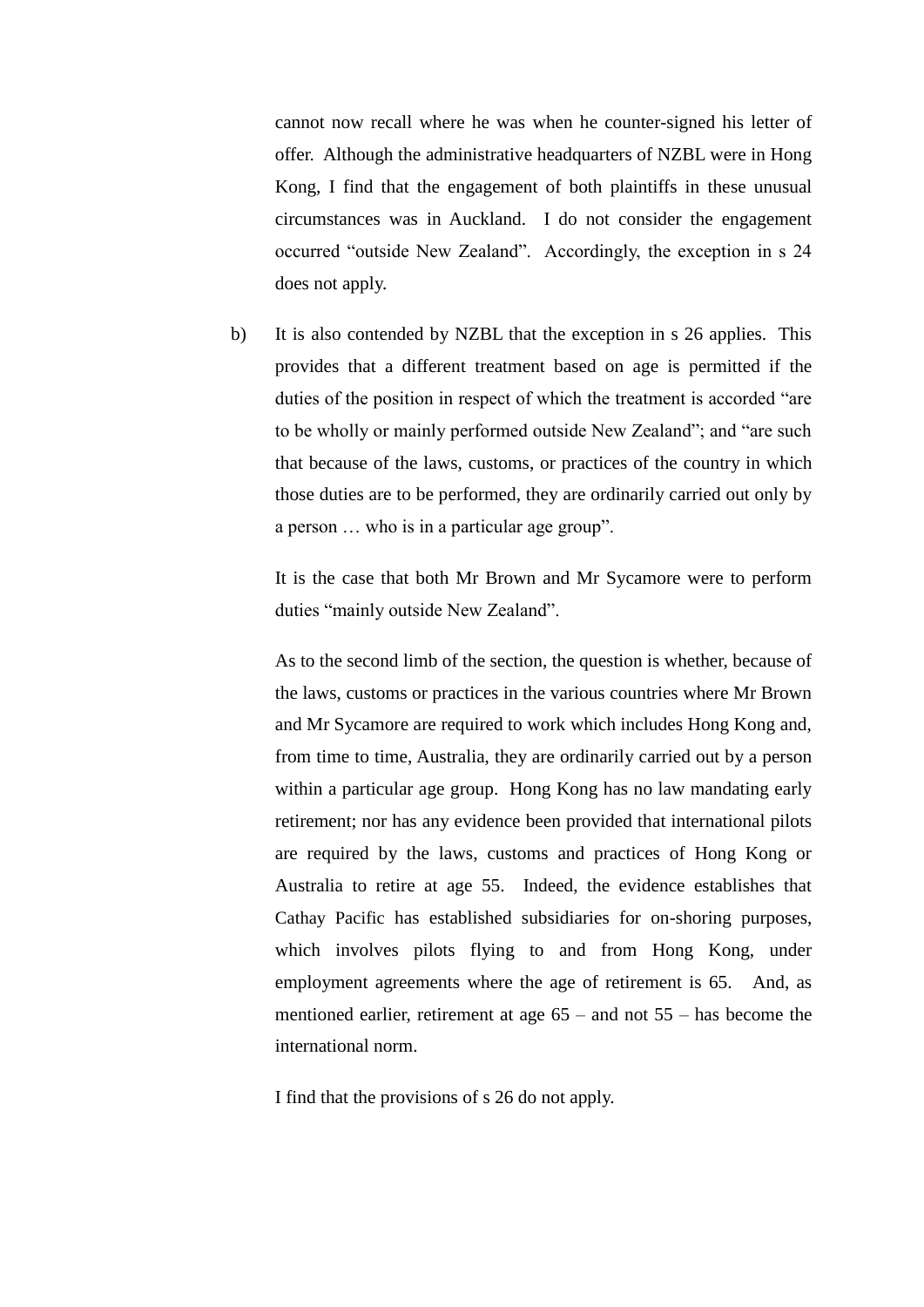cannot now recall where he was when he counter-signed his letter of offer. Although the administrative headquarters of NZBL were in Hong Kong, I find that the engagement of both plaintiffs in these unusual circumstances was in Auckland. I do not consider the engagement occurred "outside New Zealand". Accordingly, the exception in s 24 does not apply.

b) It is also contended by NZBL that the exception in s 26 applies. This provides that a different treatment based on age is permitted if the duties of the position in respect of which the treatment is accorded "are to be wholly or mainly performed outside New Zealand"; and "are such that because of the laws, customs, or practices of the country in which those duties are to be performed, they are ordinarily carried out only by a person … who is in a particular age group".

   It is the case that both Mr Brown and Mr Sycamore were to perform duties "mainly outside New Zealand".

   As to the second limb of the section, the question is whether, because of the laws, customs or practices in the various countries where Mr Brown and Mr Sycamore are required to work which includes Hong Kong and, from time to time, Australia, they are ordinarily carried out by a person within a particular age group. Hong Kong has no law mandating early retirement; nor has any evidence been provided that international pilots are required by the laws, customs and practices of Hong Kong or Australia to retire at age 55. Indeed, the evidence establishes that Cathay Pacific has established subsidiaries for on-shoring purposes, which involves pilots flying to and from Hong Kong, under employment agreements where the age of retirement is 65. And, as mentioned earlier, retirement at age 65 – and not 55 – has become the international norm.

   I find that the provisions of s 26 do not apply.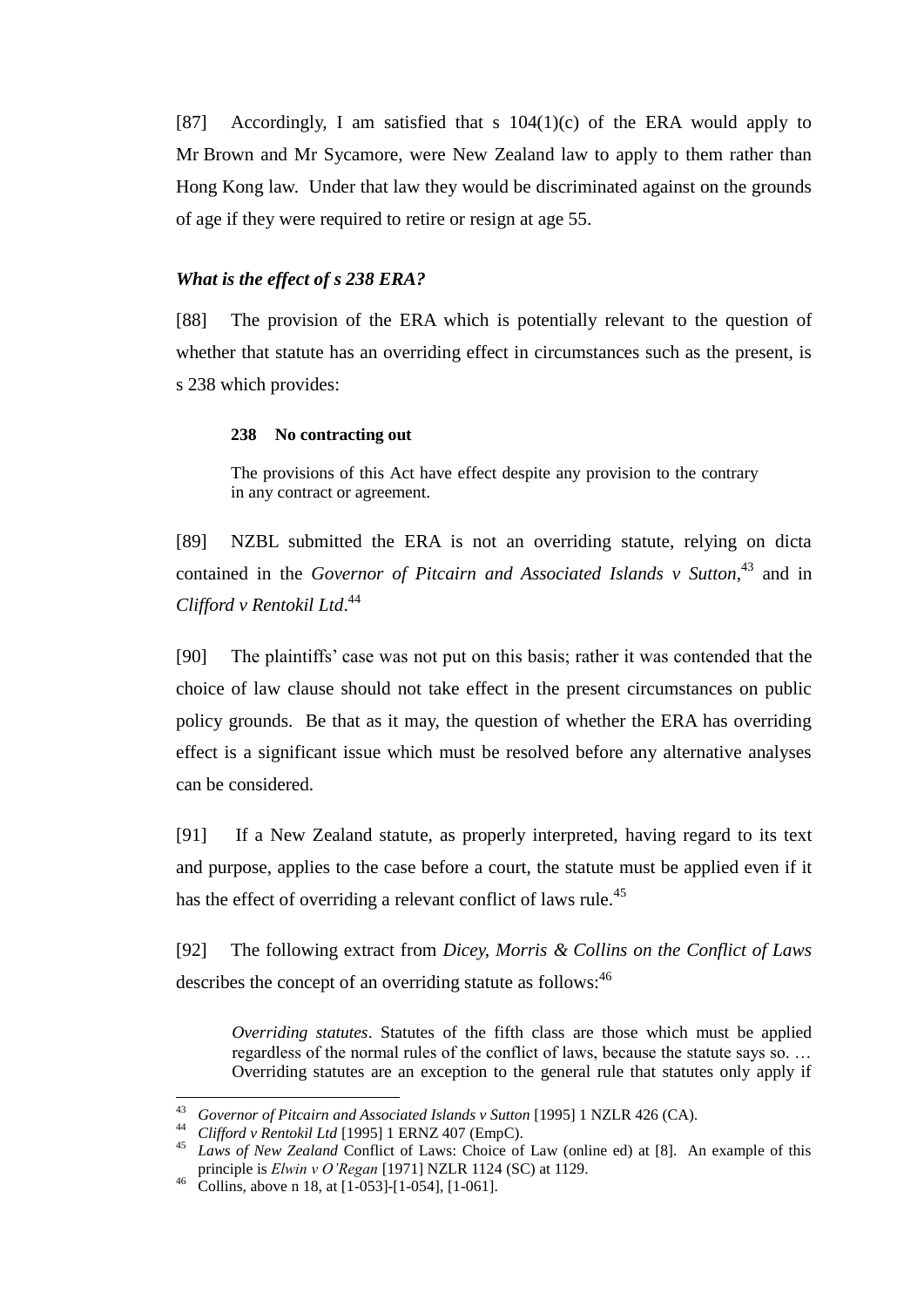[87] Accordingly, I am satisfied that s 104(1)(c) of the ERA would apply to Mr Brown and Mr Sycamore, were New Zealand law to apply to them rather than Hong Kong law. Under that law they would be discriminated against on the grounds of age if they were required to retire or resign at age 55.

### *What is the effect of s 238 ERA?*

[88] The provision of the ERA which is potentially relevant to the question of whether that statute has an overriding effect in circumstances such as the present, is s 238 which provides:

> **238 No contracting out**
>
> The provisions of this Act have effect despite any provision to the contrary in any contract or agreement.

[89] NZBL submitted the ERA is not an overriding statute, relying on dicta contained in the *Governor of Pitcairn and Associated Islands v Sutton*,[43] and in *Clifford v Rentokil Ltd*.[44]

[90] The plaintiffs' case was not put on this basis; rather it was contended that the choice of law clause should not take effect in the present circumstances on public policy grounds. Be that as it may, the question of whether the ERA has overriding effect is a significant issue which must be resolved before any alternative analyses can be considered.

[91] If a New Zealand statute, as properly interpreted, having regard to its text and purpose, applies to the case before a court, the statute must be applied even if it has the effect of overriding a relevant conflict of laws rule.[45]

[92] The following extract from *Dicey, Morris & Collins on the Conflict of Laws* describes the concept of an overriding statute as follows:[46]

> *Overriding statutes*. Statutes of the fifth class are those which must be applied regardless of the normal rules of the conflict of laws, because the statute says so. … Overriding statutes are an exception to the general rule that statutes only apply if

---

[43] *Governor of Pitcairn and Associated Islands v Sutton* [1995] 1 NZLR 426 (CA).

[44] *Clifford v Rentokil Ltd* [1995] 1 ERNZ 407 (EmpC).

[45] *Laws of New Zealand* Conflict of Laws: Choice of Law (online ed) at [8]. An example of this principle is *Elwin v O'Regan* [1971] NZLR 1124 (SC) at 1129.

[46] Collins, above n 18, at [1-053]-[1-054], [1-061].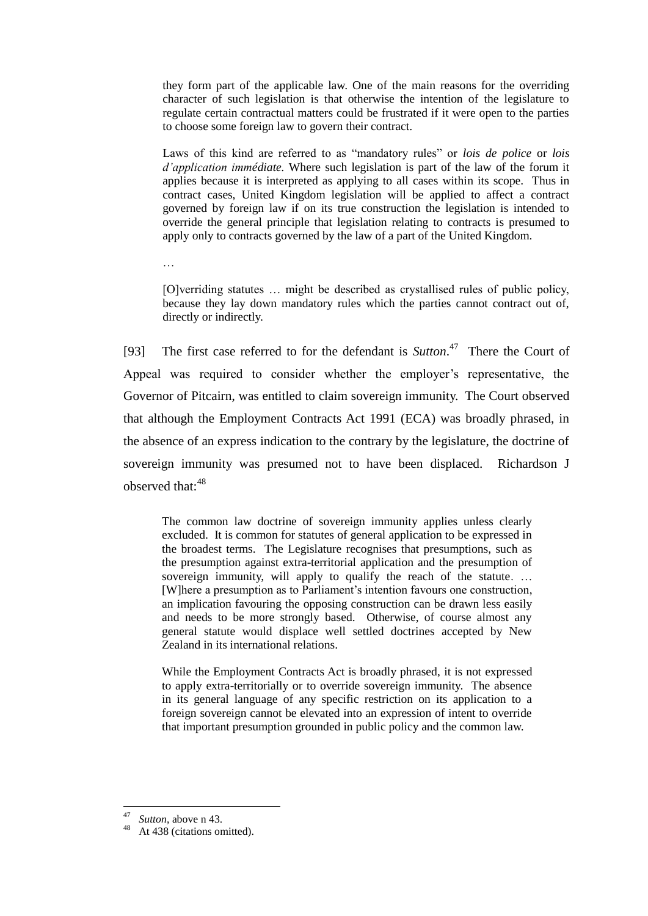> they form part of the applicable law. One of the main reasons for the overriding character of such legislation is that otherwise the intention of the legislature to regulate certain contractual matters could be frustrated if it were open to the parties to choose some foreign law to govern their contract.
>
> Laws of this kind are referred to as "mandatory rules" or *lois de police* or *lois d'application immédiate.* Where such legislation is part of the law of the forum it applies because it is interpreted as applying to all cases within its scope. Thus in contract cases, United Kingdom legislation will be applied to affect a contract governed by foreign law if on its true construction the legislation is intended to override the general principle that legislation relating to contracts is presumed to apply only to contracts governed by the law of a part of the United Kingdom.
>
> …
>
> [O]verriding statutes … might be described as crystallised rules of public policy, because they lay down mandatory rules which the parties cannot contract out of, directly or indirectly.

[93] The first case referred to for the defendant is *Sutton*.[47] There the Court of Appeal was required to consider whether the employer's representative, the Governor of Pitcairn, was entitled to claim sovereign immunity. The Court observed that although the Employment Contracts Act 1991 (ECA) was broadly phrased, in the absence of an express indication to the contrary by the legislature, the doctrine of sovereign immunity was presumed not to have been displaced. Richardson J observed that:[48]

> The common law doctrine of sovereign immunity applies unless clearly excluded. It is common for statutes of general application to be expressed in the broadest terms. The Legislature recognises that presumptions, such as the presumption against extra-territorial application and the presumption of sovereign immunity, will apply to qualify the reach of the statute. … [W]here a presumption as to Parliament's intention favours one construction, an implication favouring the opposing construction can be drawn less easily and needs to be more strongly based. Otherwise, of course almost any general statute would displace well settled doctrines accepted by New Zealand in its international relations.
>
> While the Employment Contracts Act is broadly phrased, it is not expressed to apply extra-territorially or to override sovereign immunity. The absence in its general language of any specific restriction on its application to a foreign sovereign cannot be elevated into an expression of intent to override that important presumption grounded in public policy and the common law.

---

[47] *Sutton*, above n 43.

[48] At 438 (citations omitted).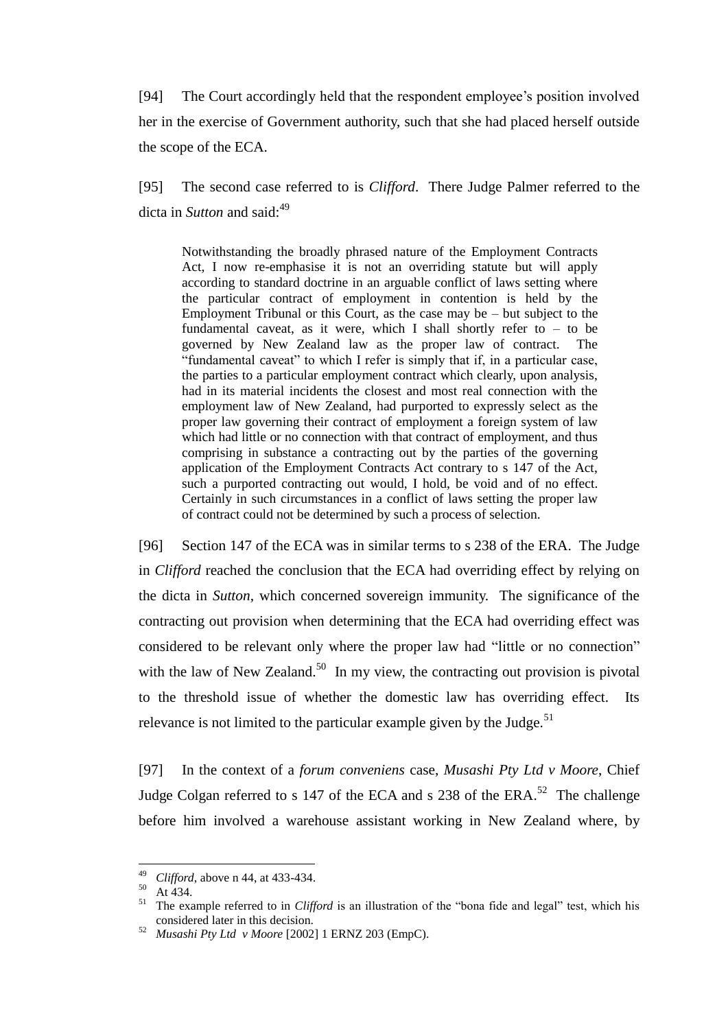[94] The Court accordingly held that the respondent employee's position involved her in the exercise of Government authority, such that she had placed herself outside the scope of the ECA.

[95] The second case referred to is *Clifford*. There Judge Palmer referred to the dicta in *Sutton* and said:[49]

> Notwithstanding the broadly phrased nature of the Employment Contracts Act, I now re-emphasise it is not an overriding statute but will apply according to standard doctrine in an arguable conflict of laws setting where the particular contract of employment in contention is held by the Employment Tribunal or this Court, as the case may be – but subject to the fundamental caveat, as it were, which I shall shortly refer to – to be governed by New Zealand law as the proper law of contract. The "fundamental caveat" to which I refer is simply that if, in a particular case, the parties to a particular employment contract which clearly, upon analysis, had in its material incidents the closest and most real connection with the employment law of New Zealand, had purported to expressly select as the proper law governing their contract of employment a foreign system of law which had little or no connection with that contract of employment, and thus comprising in substance a contracting out by the parties of the governing application of the Employment Contracts Act contrary to s 147 of the Act, such a purported contracting out would, I hold, be void and of no effect. Certainly in such circumstances in a conflict of laws setting the proper law of contract could not be determined by such a process of selection.

[96] Section 147 of the ECA was in similar terms to s 238 of the ERA. The Judge in *Clifford* reached the conclusion that the ECA had overriding effect by relying on the dicta in *Sutton,* which concerned sovereign immunity. The significance of the contracting out provision when determining that the ECA had overriding effect was considered to be relevant only where the proper law had "little or no connection" with the law of New Zealand.[50] In my view, the contracting out provision is pivotal to the threshold issue of whether the domestic law has overriding effect. Its relevance is not limited to the particular example given by the Judge.[51]

[97] In the context of a *forum conveniens* case, *Musashi Pty Ltd v Moore*, Chief Judge Colgan referred to s 147 of the ECA and s 238 of the ERA.[52] The challenge before him involved a warehouse assistant working in New Zealand where, by

---

[49] *Clifford*, above n 44, at 433-434.

[50] At 434.

[51] The example referred to in *Clifford* is an illustration of the "bona fide and legal" test, which his considered later in this decision.

[52] *Musashi Pty Ltd v Moore* [2002] 1 ERNZ 203 (EmpC).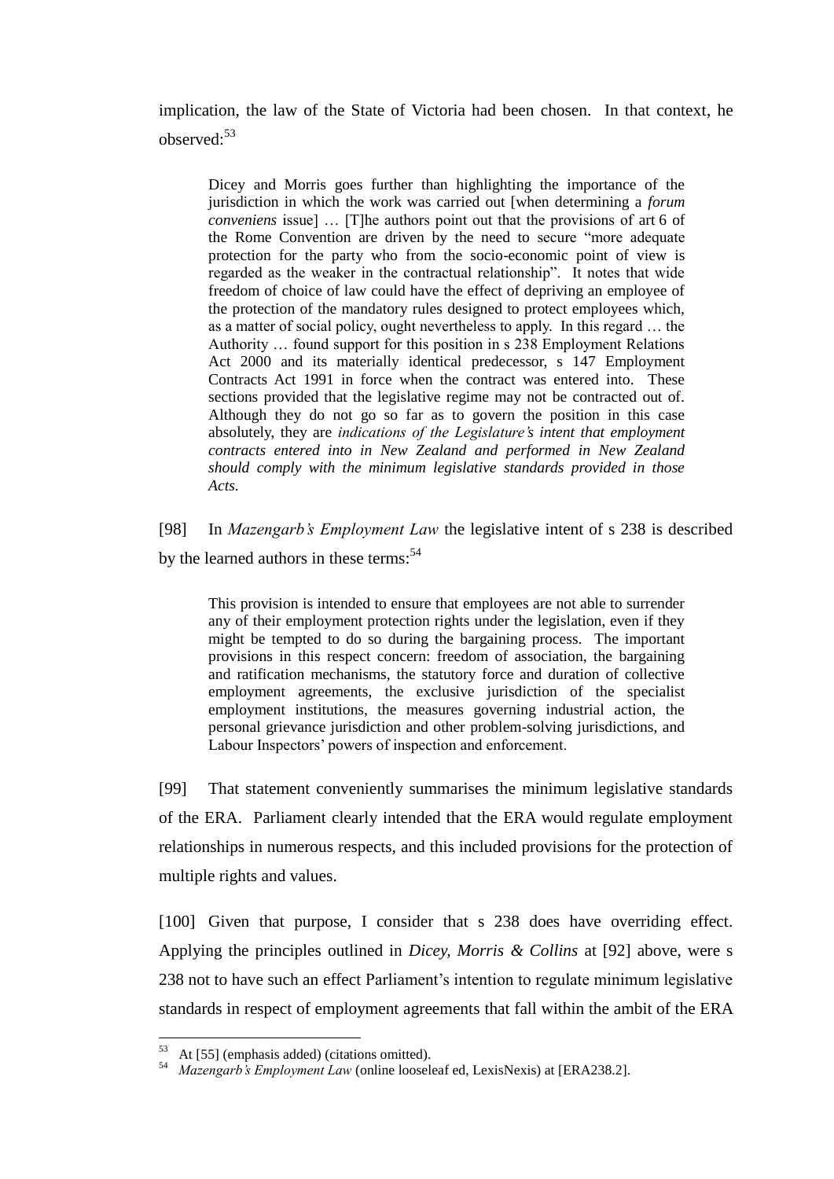implication, the law of the State of Victoria had been chosen. In that context, he observed:[53]

> Dicey and Morris goes further than highlighting the importance of the jurisdiction in which the work was carried out [when determining a *forum conveniens* issue] … [T]he authors point out that the provisions of art 6 of the Rome Convention are driven by the need to secure "more adequate protection for the party who from the socio-economic point of view is regarded as the weaker in the contractual relationship". It notes that wide freedom of choice of law could have the effect of depriving an employee of the protection of the mandatory rules designed to protect employees which, as a matter of social policy, ought nevertheless to apply. In this regard … the Authority … found support for this position in s 238 Employment Relations Act 2000 and its materially identical predecessor, s 147 Employment Contracts Act 1991 in force when the contract was entered into. These sections provided that the legislative regime may not be contracted out of. Although they do not go so far as to govern the position in this case absolutely, they are *indications of the Legislature's intent that employment contracts entered into in New Zealand and performed in New Zealand should comply with the minimum legislative standards provided in those Acts.*

[98] In *Mazengarb's Employment Law* the legislative intent of s 238 is described by the learned authors in these terms:[54]

> This provision is intended to ensure that employees are not able to surrender any of their employment protection rights under the legislation, even if they might be tempted to do so during the bargaining process. The important provisions in this respect concern: freedom of association, the bargaining and ratification mechanisms, the statutory force and duration of collective employment agreements, the exclusive jurisdiction of the specialist employment institutions, the measures governing industrial action, the personal grievance jurisdiction and other problem-solving jurisdictions, and Labour Inspectors' powers of inspection and enforcement.

[99] That statement conveniently summarises the minimum legislative standards of the ERA. Parliament clearly intended that the ERA would regulate employment relationships in numerous respects, and this included provisions for the protection of multiple rights and values.

[100] Given that purpose, I consider that s 238 does have overriding effect. Applying the principles outlined in *Dicey, Morris & Collins* at [92] above, were s 238 not to have such an effect Parliament's intention to regulate minimum legislative standards in respect of employment agreements that fall within the ambit of the ERA

---

[53] At [55] (emphasis added) (citations omitted).

[54] *Mazengarb's Employment Law* (online looseleaf ed, LexisNexis) at [ERA238.2].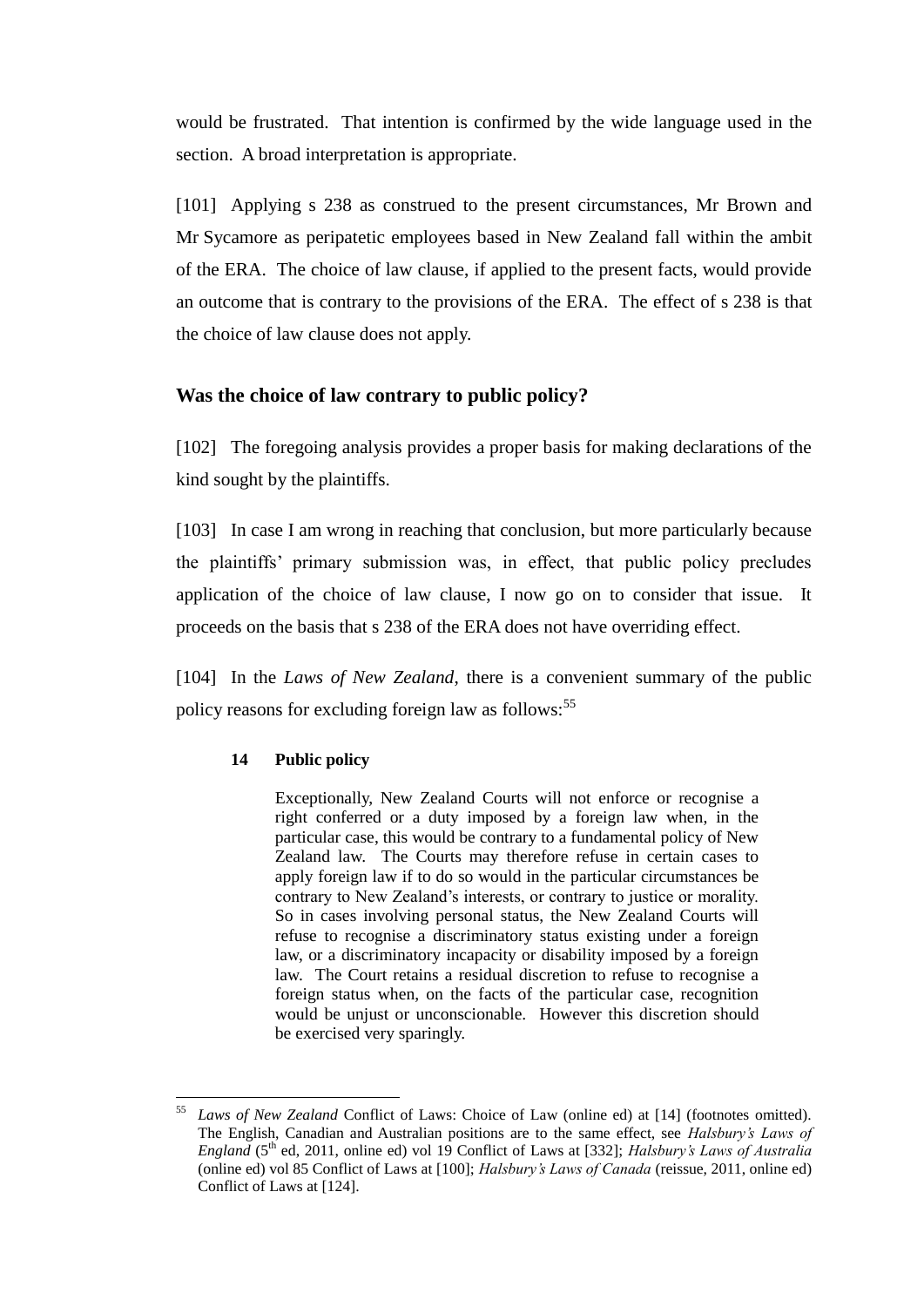would be frustrated. That intention is confirmed by the wide language used in the section. A broad interpretation is appropriate.

[101] Applying s 238 as construed to the present circumstances, Mr Brown and Mr Sycamore as peripatetic employees based in New Zealand fall within the ambit of the ERA. The choice of law clause, if applied to the present facts, would provide an outcome that is contrary to the provisions of the ERA. The effect of s 238 is that the choice of law clause does not apply.

## Was the choice of law contrary to public policy?

[102] The foregoing analysis provides a proper basis for making declarations of the kind sought by the plaintiffs.

[103] In case I am wrong in reaching that conclusion, but more particularly because the plaintiffs' primary submission was, in effect, that public policy precludes application of the choice of law clause, I now go on to consider that issue. It proceeds on the basis that s 238 of the ERA does not have overriding effect.

[104] In the *Laws of New Zealand*, there is a convenient summary of the public policy reasons for excluding foreign law as follows:[55]

> **14 Public policy**
>
> Exceptionally, New Zealand Courts will not enforce or recognise a right conferred or a duty imposed by a foreign law when, in the particular case, this would be contrary to a fundamental policy of New Zealand law. The Courts may therefore refuse in certain cases to apply foreign law if to do so would in the particular circumstances be contrary to New Zealand's interests, or contrary to justice or morality. So in cases involving personal status, the New Zealand Courts will refuse to recognise a discriminatory status existing under a foreign law, or a discriminatory incapacity or disability imposed by a foreign law. The Court retains a residual discretion to refuse to recognise a foreign status when, on the facts of the particular case, recognition would be unjust or unconscionable. However this discretion should be exercised very sparingly.

---

[55] *Laws of New Zealand* Conflict of Laws: Choice of Law (online ed) at [14] (footnotes omitted). The English, Canadian and Australian positions are to the same effect, see *Halsbury's Laws of England* (5th ed, 2011, online ed) vol 19 Conflict of Laws at [332]; *Halsbury's Laws of Australia* (online ed) vol 85 Conflict of Laws at [100]; *Halsbury's Laws of Canada* (reissue, 2011, online ed) Conflict of Laws at [124].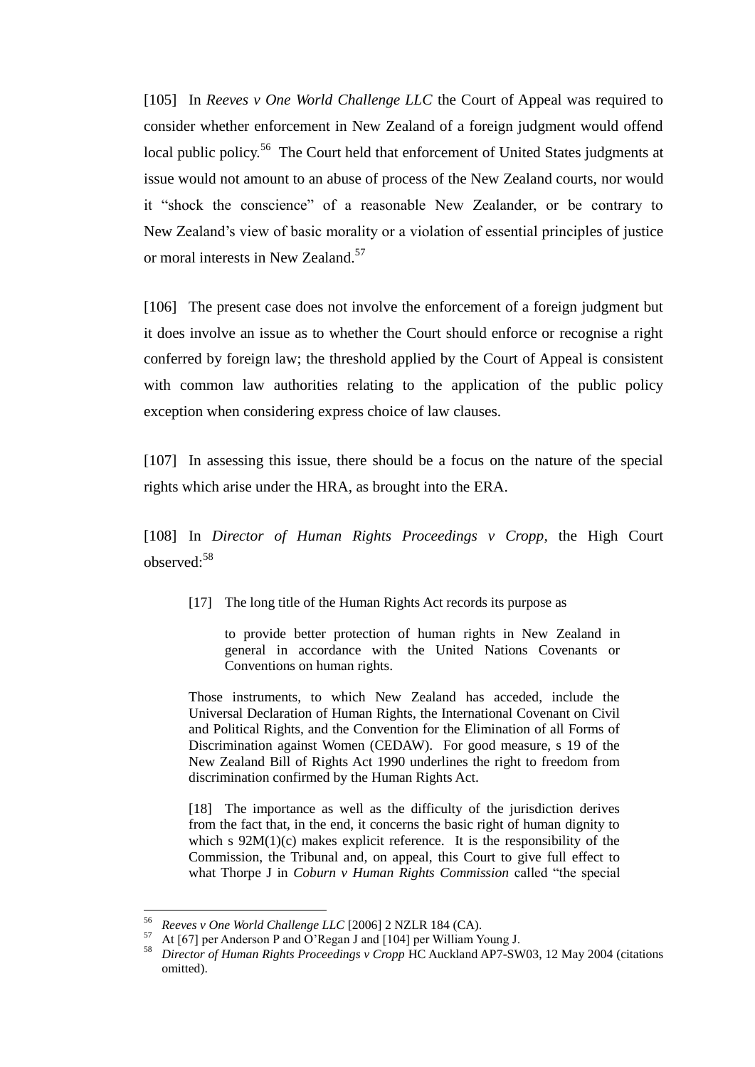[105] In *Reeves v One World Challenge LLC* the Court of Appeal was required to consider whether enforcement in New Zealand of a foreign judgment would offend local public policy.[56] The Court held that enforcement of United States judgments at issue would not amount to an abuse of process of the New Zealand courts, nor would it "shock the conscience" of a reasonable New Zealander, or be contrary to New Zealand's view of basic morality or a violation of essential principles of justice or moral interests in New Zealand.[57]

[106] The present case does not involve the enforcement of a foreign judgment but it does involve an issue as to whether the Court should enforce or recognise a right conferred by foreign law; the threshold applied by the Court of Appeal is consistent with common law authorities relating to the application of the public policy exception when considering express choice of law clauses.

[107] In assessing this issue, there should be a focus on the nature of the special rights which arise under the HRA, as brought into the ERA.

[108] In *Director of Human Rights Proceedings v Cropp*, the High Court observed:[58]

> [17] The long title of the Human Rights Act records its purpose as
>
> > to provide better protection of human rights in New Zealand in general in accordance with the United Nations Covenants or Conventions on human rights.
>
> Those instruments, to which New Zealand has acceded, include the Universal Declaration of Human Rights, the International Covenant on Civil and Political Rights, and the Convention for the Elimination of all Forms of Discrimination against Women (CEDAW). For good measure, s 19 of the New Zealand Bill of Rights Act 1990 underlines the right to freedom from discrimination confirmed by the Human Rights Act.
>
> [18] The importance as well as the difficulty of the jurisdiction derives from the fact that, in the end, it concerns the basic right of human dignity to which s 92M(1)(c) makes explicit reference. It is the responsibility of the Commission, the Tribunal and, on appeal, this Court to give full effect to what Thorpe J in *Coburn v Human Rights Commission* called "the special

---

[56] *Reeves v One World Challenge LLC* [2006] 2 NZLR 184 (CA).

[57] At [67] per Anderson P and O'Regan J and [104] per William Young J.

[58] *Director of Human Rights Proceedings v Cropp* HC Auckland AP7-SW03, 12 May 2004 (citations omitted).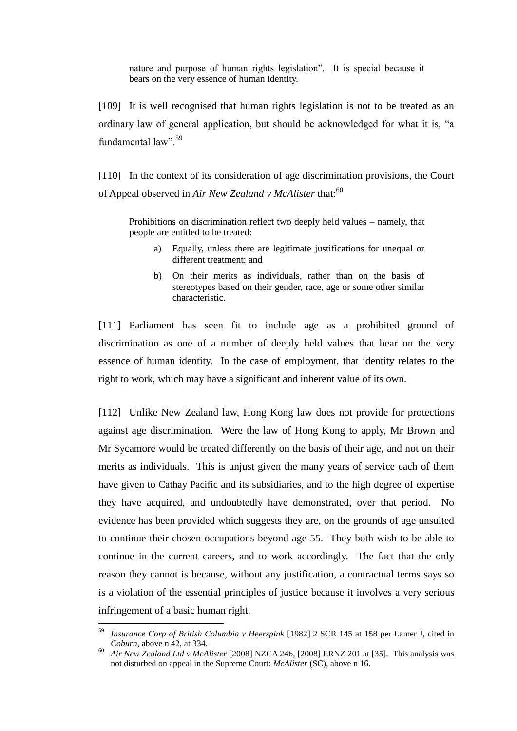> nature and purpose of human rights legislation". It is special because it bears on the very essence of human identity.

[109] It is well recognised that human rights legislation is not to be treated as an ordinary law of general application, but should be acknowledged for what it is, "a fundamental law".[59]

[110] In the context of its consideration of age discrimination provisions, the Court of Appeal observed in *Air New Zealand v McAlister* that:[60]

> Prohibitions on discrimination reflect two deeply held values – namely, that people are entitled to be treated:
>
> a) Equally, unless there are legitimate justifications for unequal or different treatment; and
>
> b) On their merits as individuals, rather than on the basis of stereotypes based on their gender, race, age or some other similar characteristic.

[111] Parliament has seen fit to include age as a prohibited ground of discrimination as one of a number of deeply held values that bear on the very essence of human identity. In the case of employment, that identity relates to the right to work, which may have a significant and inherent value of its own.

[112] Unlike New Zealand law, Hong Kong law does not provide for protections against age discrimination. Were the law of Hong Kong to apply, Mr Brown and Mr Sycamore would be treated differently on the basis of their age, and not on their merits as individuals. This is unjust given the many years of service each of them have given to Cathay Pacific and its subsidiaries, and to the high degree of expertise they have acquired, and undoubtedly have demonstrated, over that period. No evidence has been provided which suggests they are, on the grounds of age unsuited to continue their chosen occupations beyond age 55. They both wish to be able to continue in the current careers, and to work accordingly. The fact that the only reason they cannot is because, without any justification, a contractual terms says so is a violation of the essential principles of justice because it involves a very serious infringement of a basic human right.

---

[59] *Insurance Corp of British Columbia v Heerspink* [1982] 2 SCR 145 at 158 per Lamer J, cited in *Coburn*, above n 42, at 334.

[60] *Air New Zealand Ltd v McAlister* [2008] NZCA 246, [2008] ERNZ 201 at [35]. This analysis was not disturbed on appeal in the Supreme Court: *McAlister* (SC), above n 16.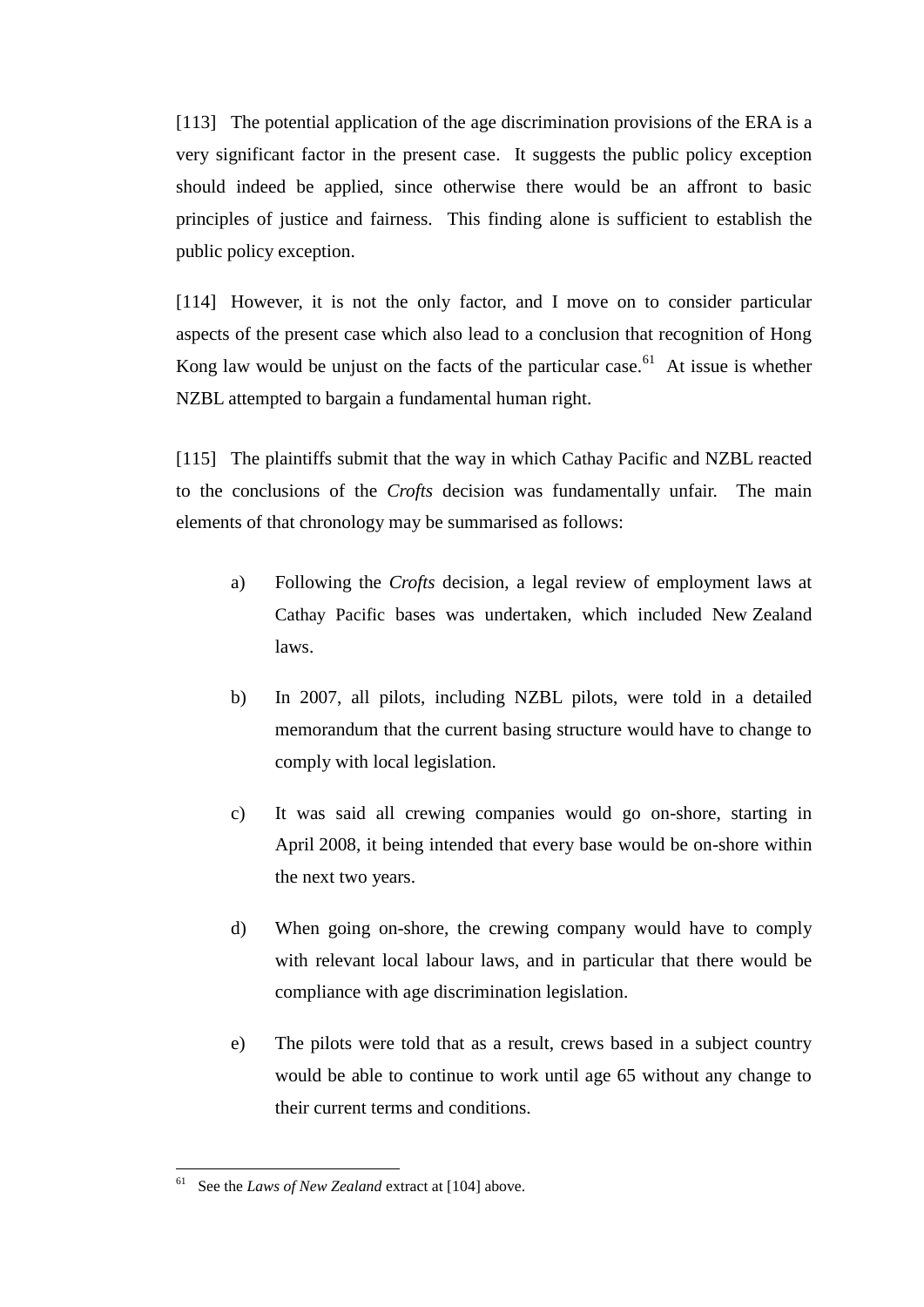[113] The potential application of the age discrimination provisions of the ERA is a very significant factor in the present case. It suggests the public policy exception should indeed be applied, since otherwise there would be an affront to basic principles of justice and fairness. This finding alone is sufficient to establish the public policy exception.

[114] However, it is not the only factor, and I move on to consider particular aspects of the present case which also lead to a conclusion that recognition of Hong Kong law would be unjust on the facts of the particular case.[61] At issue is whether NZBL attempted to bargain a fundamental human right.

[115] The plaintiffs submit that the way in which Cathay Pacific and NZBL reacted to the conclusions of the *Crofts* decision was fundamentally unfair. The main elements of that chronology may be summarised as follows:

a) Following the *Crofts* decision, a legal review of employment laws at Cathay Pacific bases was undertaken, which included New Zealand laws.

b) In 2007, all pilots, including NZBL pilots, were told in a detailed memorandum that the current basing structure would have to change to comply with local legislation.

c) It was said all crewing companies would go on-shore, starting in April 2008, it being intended that every base would be on-shore within the next two years.

d) When going on-shore, the crewing company would have to comply with relevant local labour laws, and in particular that there would be compliance with age discrimination legislation.

e) The pilots were told that as a result, crews based in a subject country would be able to continue to work until age 65 without any change to their current terms and conditions.

---

[61] See the *Laws of New Zealand* extract at [104] above.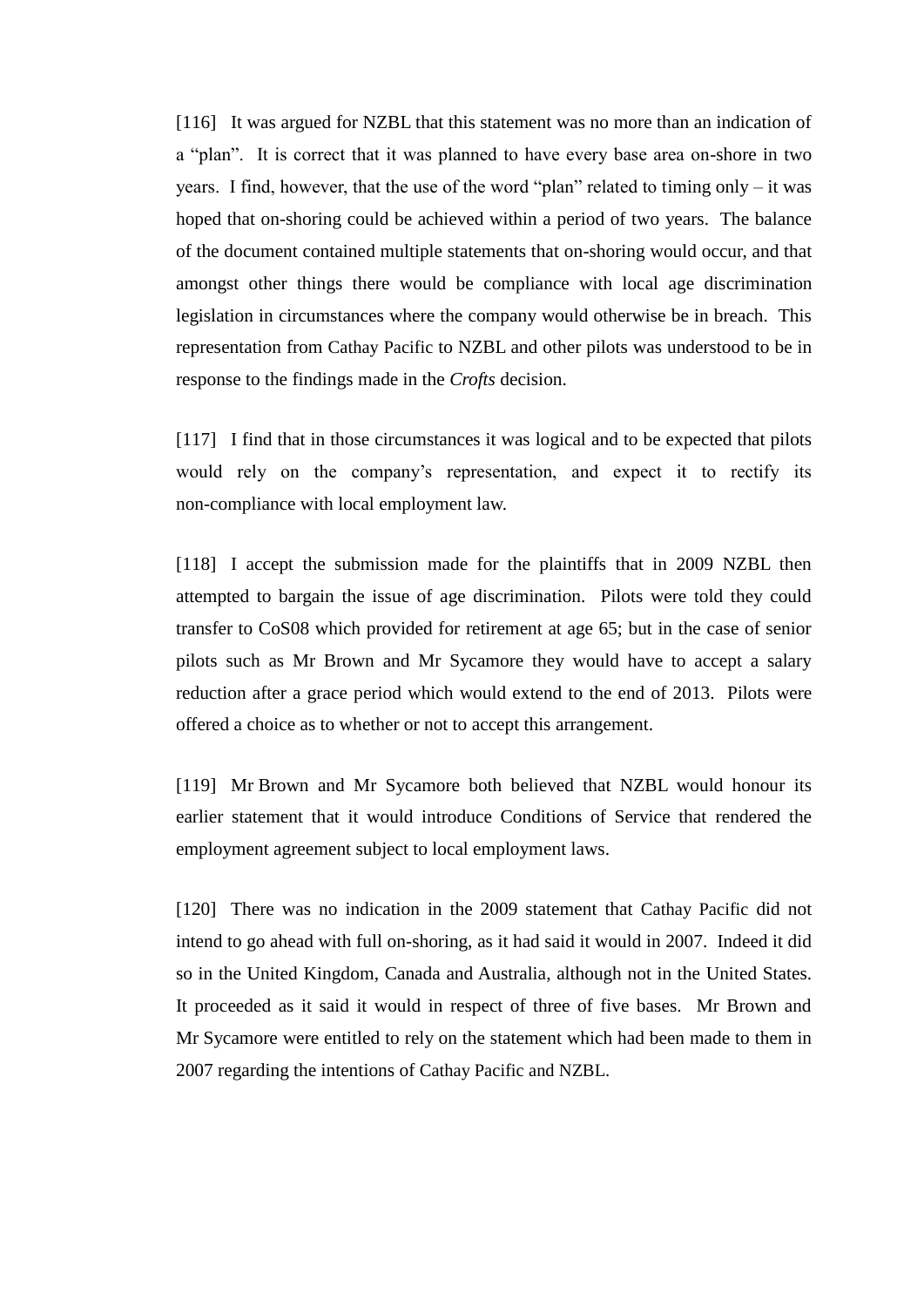[116] It was argued for NZBL that this statement was no more than an indication of a “plan”. It is correct that it was planned to have every base area on-shore in two years. I find, however, that the use of the word “plan” related to timing only – it was hoped that on-shoring could be achieved within a period of two years. The balance of the document contained multiple statements that on-shoring would occur, and that amongst other things there would be compliance with local age discrimination legislation in circumstances where the company would otherwise be in breach. This representation from Cathay Pacific to NZBL and other pilots was understood to be in response to the findings made in the *Crofts* decision.

[117] I find that in those circumstances it was logical and to be expected that pilots would rely on the company’s representation, and expect it to rectify its non-compliance with local employment law.

[118] I accept the submission made for the plaintiffs that in 2009 NZBL then attempted to bargain the issue of age discrimination. Pilots were told they could transfer to CoS08 which provided for retirement at age 65; but in the case of senior pilots such as Mr Brown and Mr Sycamore they would have to accept a salary reduction after a grace period which would extend to the end of 2013. Pilots were offered a choice as to whether or not to accept this arrangement.

[119] Mr Brown and Mr Sycamore both believed that NZBL would honour its earlier statement that it would introduce Conditions of Service that rendered the employment agreement subject to local employment laws.

[120] There was no indication in the 2009 statement that Cathay Pacific did not intend to go ahead with full on-shoring, as it had said it would in 2007. Indeed it did so in the United Kingdom, Canada and Australia, although not in the United States. It proceeded as it said it would in respect of three of five bases. Mr Brown and Mr Sycamore were entitled to rely on the statement which had been made to them in 2007 regarding the intentions of Cathay Pacific and NZBL.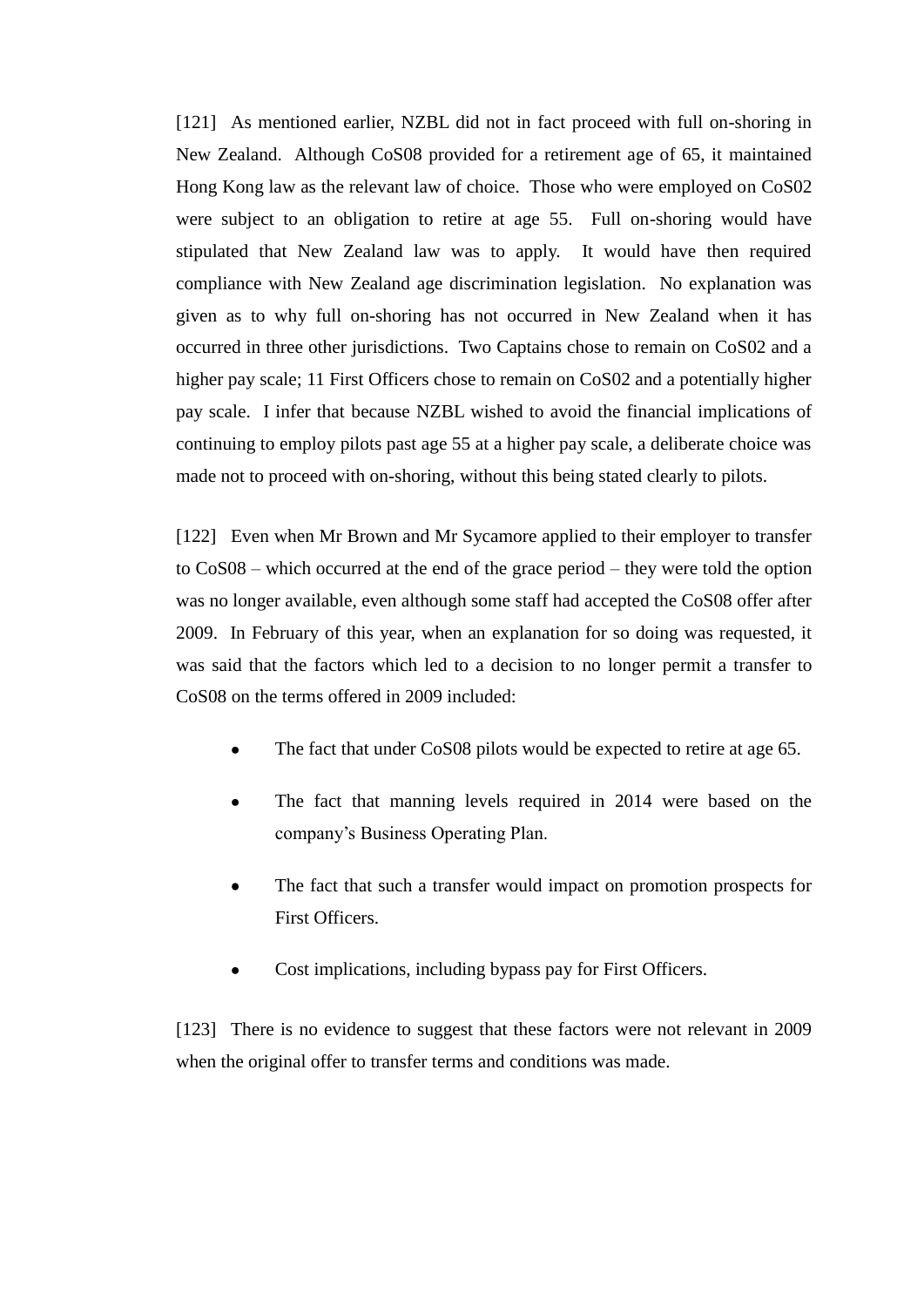[121] As mentioned earlier, NZBL did not in fact proceed with full on-shoring in New Zealand. Although CoS08 provided for a retirement age of 65, it maintained Hong Kong law as the relevant law of choice. Those who were employed on CoS02 were subject to an obligation to retire at age 55. Full on-shoring would have stipulated that New Zealand law was to apply. It would have then required compliance with New Zealand age discrimination legislation. No explanation was given as to why full on-shoring has not occurred in New Zealand when it has occurred in three other jurisdictions. Two Captains chose to remain on CoS02 and a higher pay scale; 11 First Officers chose to remain on CoS02 and a potentially higher pay scale. I infer that because NZBL wished to avoid the financial implications of continuing to employ pilots past age 55 at a higher pay scale, a deliberate choice was made not to proceed with on-shoring, without this being stated clearly to pilots.

[122] Even when Mr Brown and Mr Sycamore applied to their employer to transfer to CoS08 – which occurred at the end of the grace period – they were told the option was no longer available, even although some staff had accepted the CoS08 offer after 2009. In February of this year, when an explanation for so doing was requested, it was said that the factors which led to a decision to no longer permit a transfer to CoS08 on the terms offered in 2009 included:

- The fact that under CoS08 pilots would be expected to retire at age 65.
- The fact that manning levels required in 2014 were based on the company's Business Operating Plan.
- The fact that such a transfer would impact on promotion prospects for First Officers.
- Cost implications, including bypass pay for First Officers.

[123] There is no evidence to suggest that these factors were not relevant in 2009 when the original offer to transfer terms and conditions was made.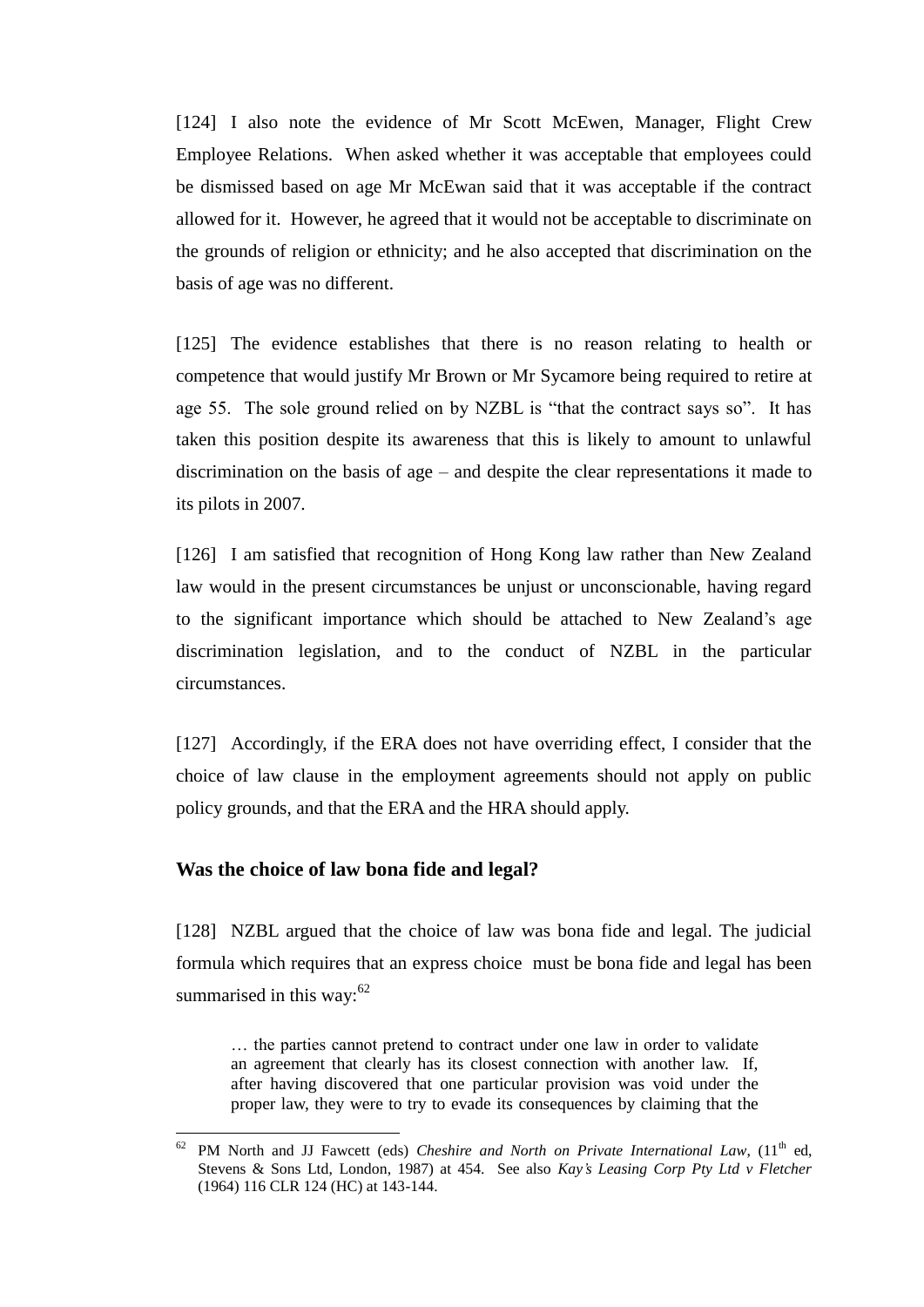[124] I also note the evidence of Mr Scott McEwen, Manager, Flight Crew Employee Relations. When asked whether it was acceptable that employees could be dismissed based on age Mr McEwan said that it was acceptable if the contract allowed for it. However, he agreed that it would not be acceptable to discriminate on the grounds of religion or ethnicity; and he also accepted that discrimination on the basis of age was no different.

[125] The evidence establishes that there is no reason relating to health or competence that would justify Mr Brown or Mr Sycamore being required to retire at age 55. The sole ground relied on by NZBL is "that the contract says so". It has taken this position despite its awareness that this is likely to amount to unlawful discrimination on the basis of age – and despite the clear representations it made to its pilots in 2007.

[126] I am satisfied that recognition of Hong Kong law rather than New Zealand law would in the present circumstances be unjust or unconscionable, having regard to the significant importance which should be attached to New Zealand's age discrimination legislation, and to the conduct of NZBL in the particular circumstances.

[127] Accordingly, if the ERA does not have overriding effect, I consider that the choice of law clause in the employment agreements should not apply on public policy grounds, and that the ERA and the HRA should apply.

## Was the choice of law bona fide and legal?

[128] NZBL argued that the choice of law was bona fide and legal. The judicial formula which requires that an express choice must be bona fide and legal has been summarised in this way:[62]

> … the parties cannot pretend to contract under one law in order to validate an agreement that clearly has its closest connection with another law. If, after having discovered that one particular provision was void under the proper law, they were to try to evade its consequences by claiming that the

---

[62] PM North and JJ Fawcett (eds) *Cheshire and North on Private International Law*, (11th ed, Stevens & Sons Ltd, London, 1987) at 454. See also *Kay's Leasing Corp Pty Ltd v Fletcher* (1964) 116 CLR 124 (HC) at 143-144.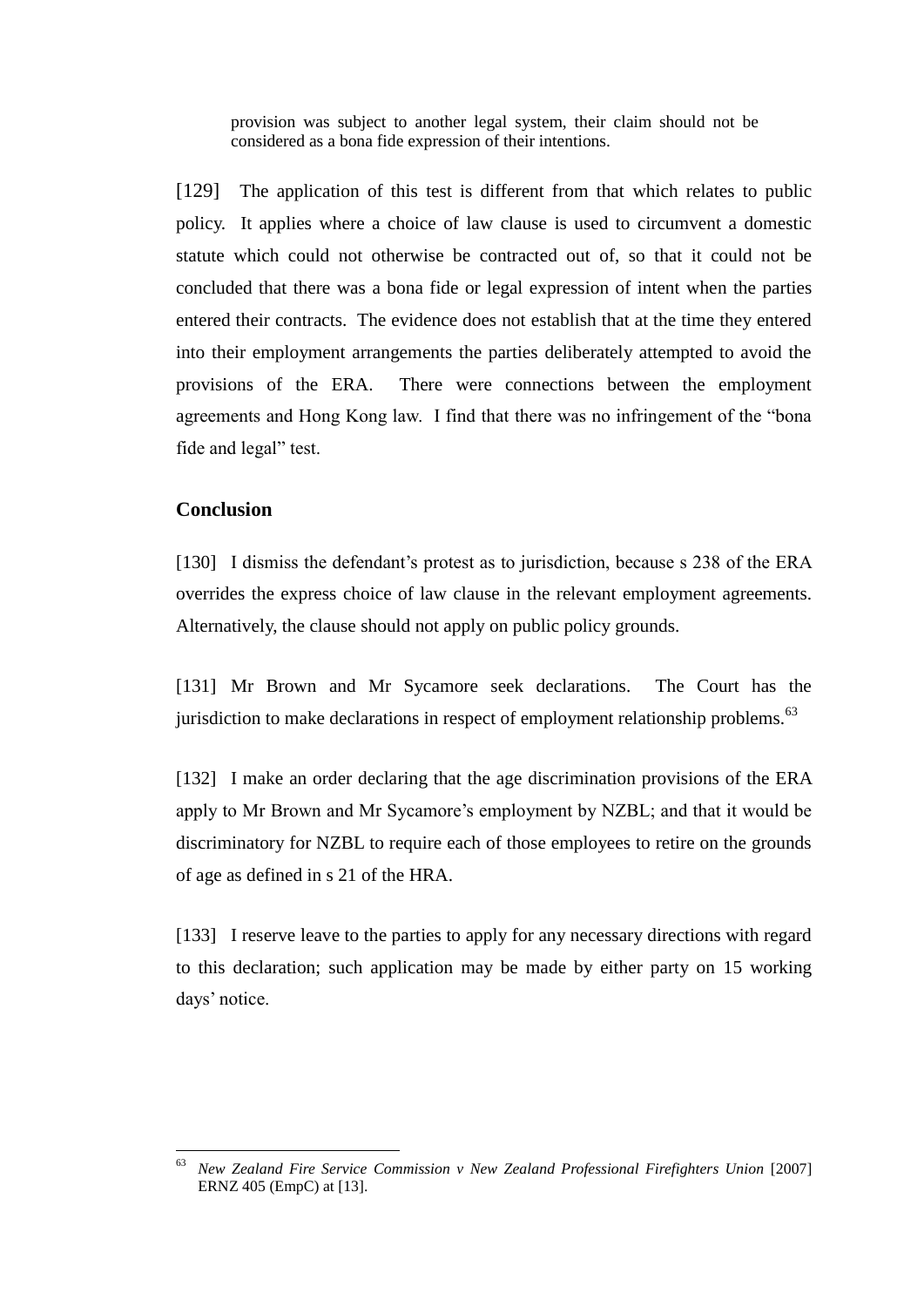> provision was subject to another legal system, their claim should not be considered as a bona fide expression of their intentions.

[129] The application of this test is different from that which relates to public policy. It applies where a choice of law clause is used to circumvent a domestic statute which could not otherwise be contracted out of, so that it could not be concluded that there was a bona fide or legal expression of intent when the parties entered their contracts. The evidence does not establish that at the time they entered into their employment arrangements the parties deliberately attempted to avoid the provisions of the ERA. There were connections between the employment agreements and Hong Kong law. I find that there was no infringement of the "bona fide and legal" test.

## Conclusion

[130] I dismiss the defendant's protest as to jurisdiction, because s 238 of the ERA overrides the express choice of law clause in the relevant employment agreements. Alternatively, the clause should not apply on public policy grounds.

[131] Mr Brown and Mr Sycamore seek declarations. The Court has the jurisdiction to make declarations in respect of employment relationship problems.[63]

[132] I make an order declaring that the age discrimination provisions of the ERA apply to Mr Brown and Mr Sycamore's employment by NZBL; and that it would be discriminatory for NZBL to require each of those employees to retire on the grounds of age as defined in s 21 of the HRA.

[133] I reserve leave to the parties to apply for any necessary directions with regard to this declaration; such application may be made by either party on 15 working days' notice.

---

[63] *New Zealand Fire Service Commission v New Zealand Professional Firefighters Union* [2007] ERNZ 405 (EmpC) at [13].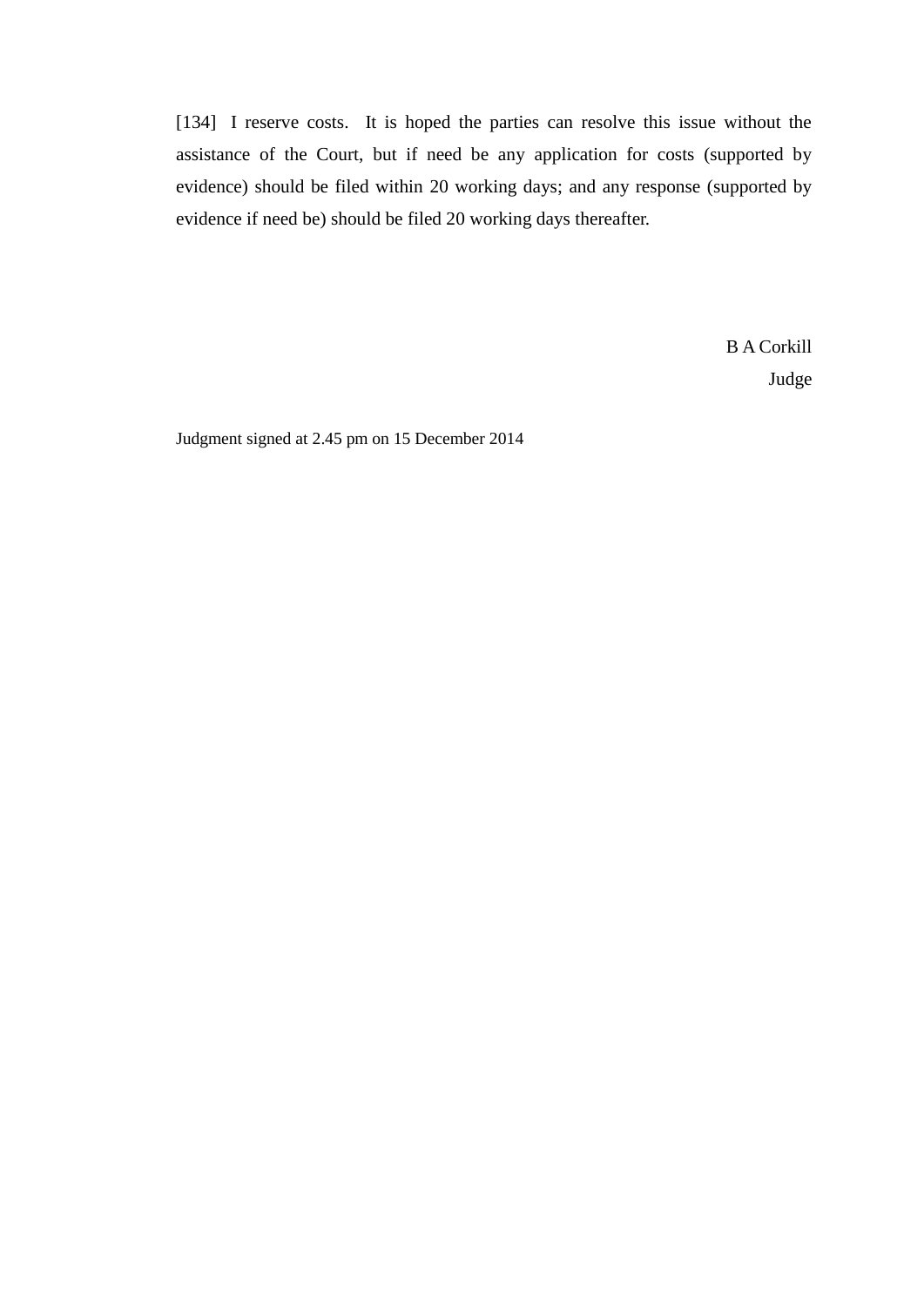[134] I reserve costs. It is hoped the parties can resolve this issue without the assistance of the Court, but if need be any application for costs (supported by evidence) should be filed within 20 working days; and any response (supported by evidence if need be) should be filed 20 working days thereafter.

B A Corkill
Judge

Judgment signed at 2.45 pm on 15 December 2014